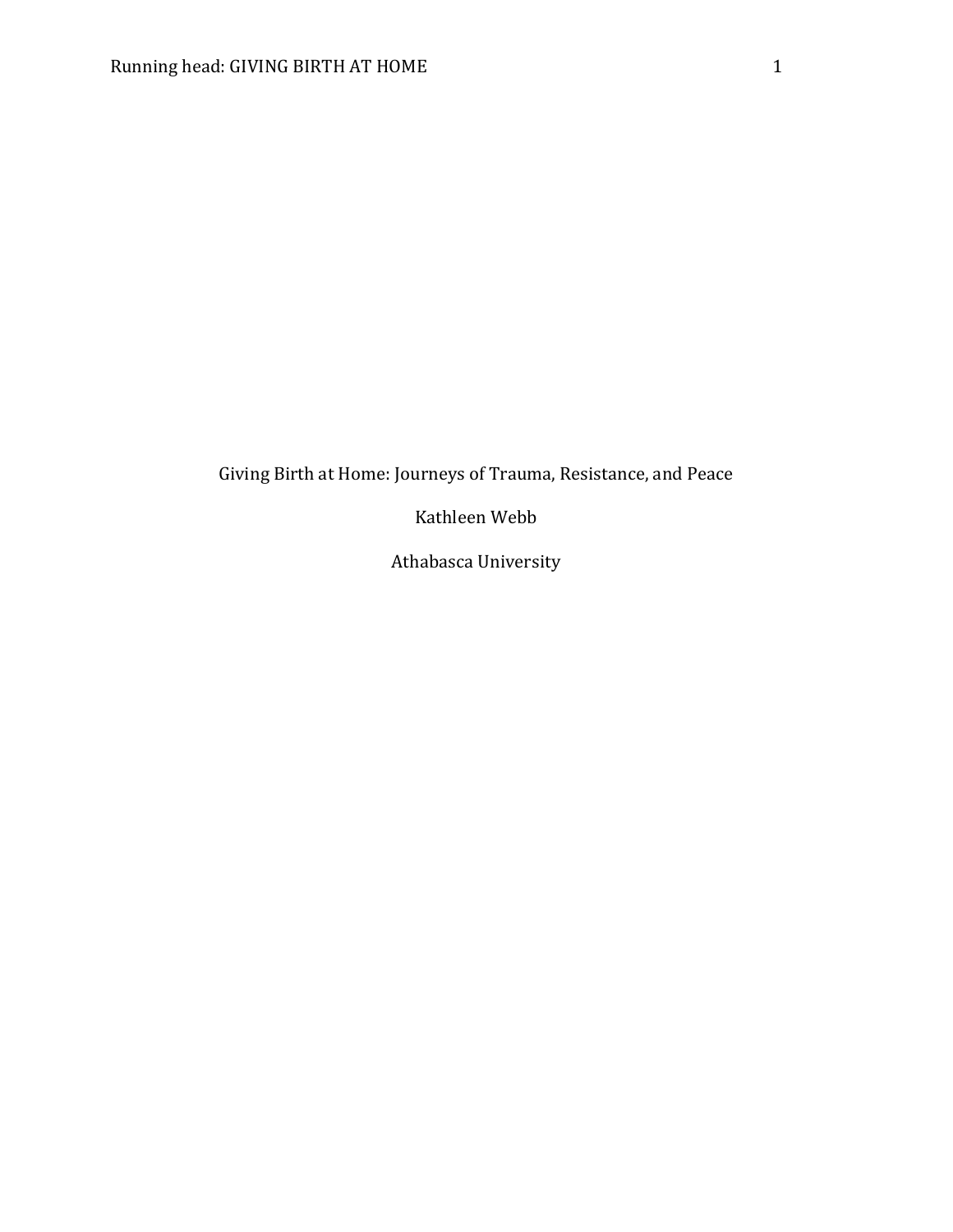# Giving Birth at Home: Journeys of Trauma, Resistance, and Peace

Kathleen Webb

Athabasca University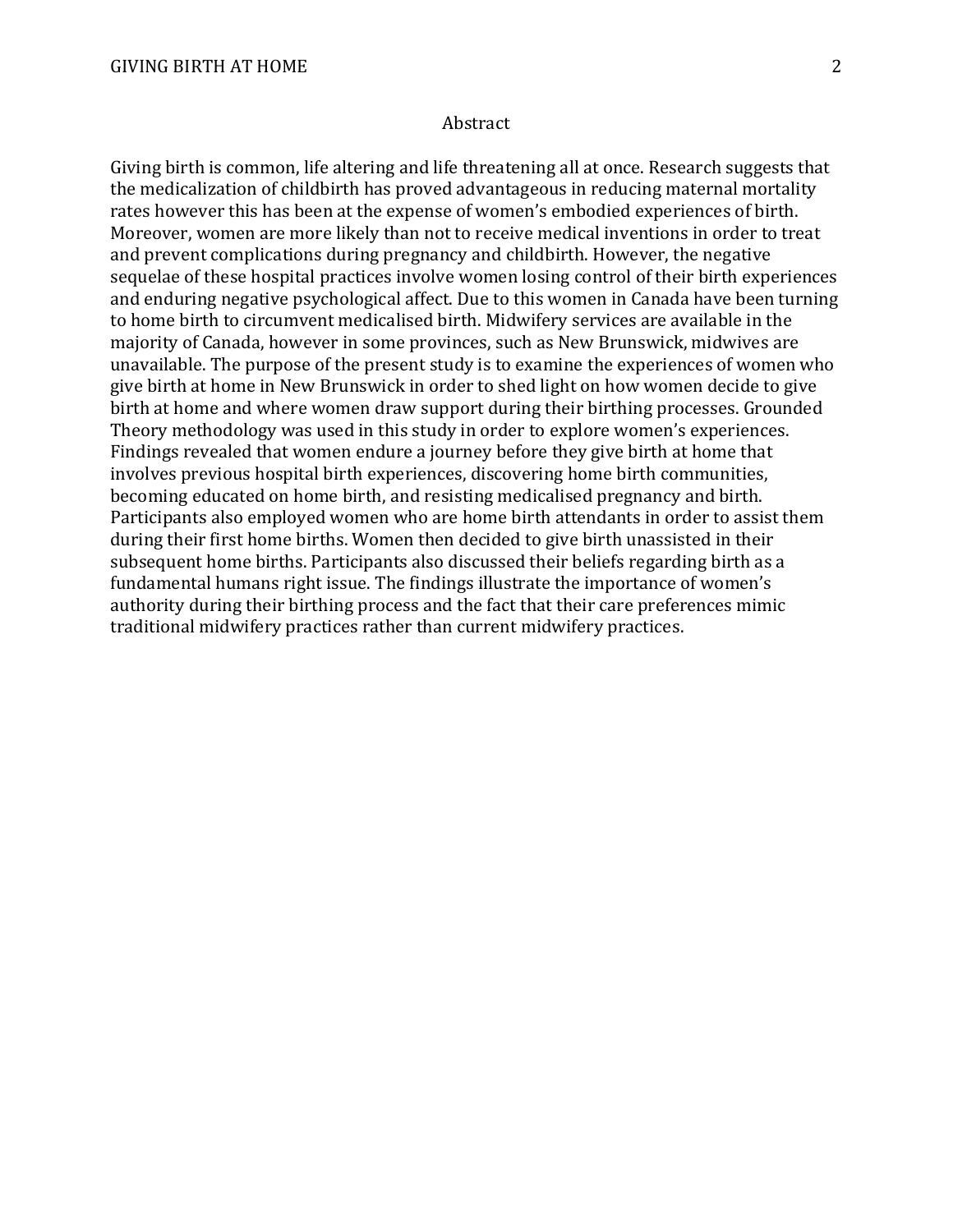# Abstract

Giving birth is common, life altering and life threatening all at once. Research suggests that the medicalization of childbirth has proved advantageous in reducing maternal mortality rates however this has been at the expense of women's embodied experiences of birth. Moreover, women are more likely than not to receive medical inventions in order to treat and prevent complications during pregnancy and childbirth. However, the negative sequelae of these hospital practices involve women losing control of their birth experiences and enduring negative psychological affect. Due to this women in Canada have been turning to home birth to circumvent medicalised birth. Midwifery services are available in the majority of Canada, however in some provinces, such as New Brunswick, midwives are unavailable. The purpose of the present study is to examine the experiences of women who give birth at home in New Brunswick in order to shed light on how women decide to give birth at home and where women draw support during their birthing processes. Grounded Theory methodology was used in this study in order to explore women's experiences. Findings revealed that women endure a journey before they give birth at home that involves previous hospital birth experiences, discovering home birth communities, becoming educated on home birth, and resisting medicalised pregnancy and birth. Participants also employed women who are home birth attendants in order to assist them during their first home births. Women then decided to give birth unassisted in their subsequent home births. Participants also discussed their beliefs regarding birth as a fundamental humans right issue. The findings illustrate the importance of women's authority during their birthing process and the fact that their care preferences mimic traditional midwifery practices rather than current midwifery practices.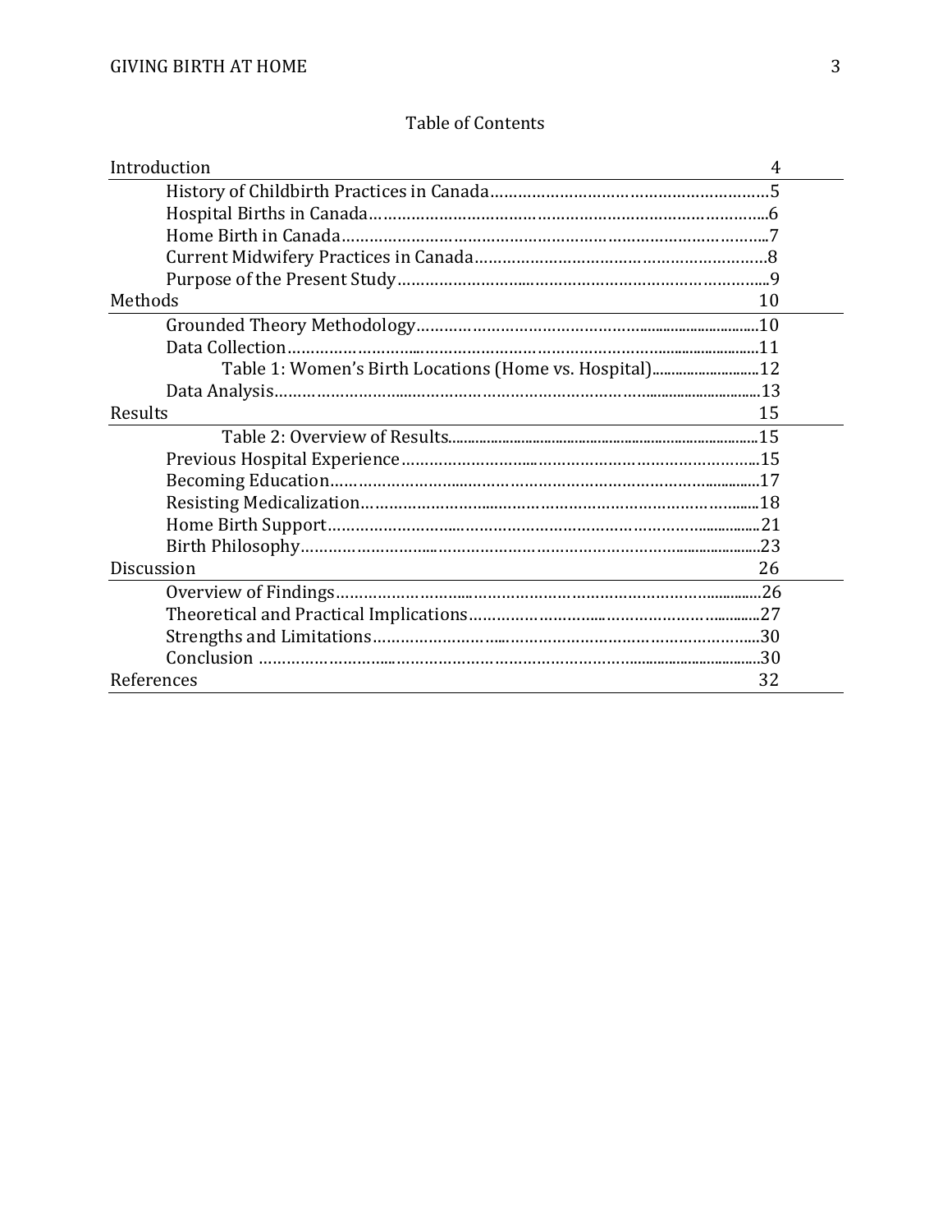# Table of Contents

Introduction 4

- History of Childbirth Practices in Canada………………………………………………….5
- Hospital Births in Canada…………………………………………………………………….6
- Home Birth in Canada………………………………………………………………………...7
- Current Midwifery Practices in Canada……………………………………………………8
- Purpose of the Present Study…………………………………………………………………9

Methods 10

- Grounded Theory Methodology……………………………………………………………10
- Data Collection………………………………………………………………………………11
    - Table 1: Women's Birth Locations (Home vs. Hospital)……………………12
- Data Analysis………………………………………………………………………………13

Results 15

- Table 2: Overview of Results……………………………………………………………15
- Previous Hospital Experience……………………………………………………………15
- Becoming Education…………………………………………………………………………17
- Resisting Medicalization……………………………………………………………………18
- Home Birth Support…………………………………………………………………………21
- Birth Philosophy………………………………………………………………………………23

Discussion 26

- Overview of Findings…………………………………………………………………………26
- Theoretical and Practical Implications…………………………………………………27
- Strengths and Limitations…………………………………………………………………30
- Conclusion ……………………………………………………………………………………30

References 32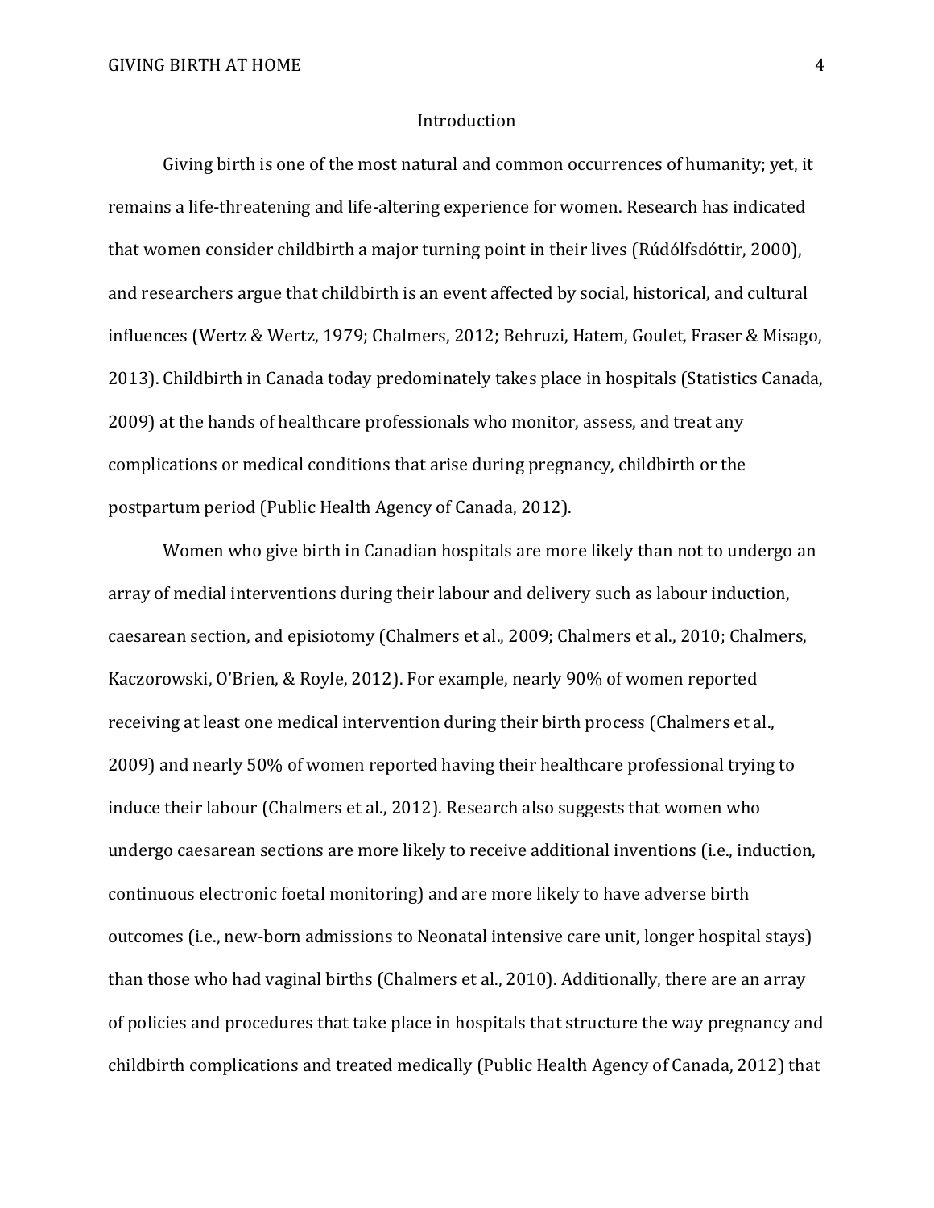# Introduction

Giving birth is one of the most natural and common occurrences of humanity; yet, it remains a life-threatening and life-altering experience for women. Research has indicated that women consider childbirth a major turning point in their lives (Rúdólfsdóttir, 2000), and researchers argue that childbirth is an event affected by social, historical, and cultural influences (Wertz & Wertz, 1979; Chalmers, 2012; Behruzi, Hatem, Goulet, Fraser & Misago, 2013). Childbirth in Canada today predominately takes place in hospitals (Statistics Canada, 2009) at the hands of healthcare professionals who monitor, assess, and treat any complications or medical conditions that arise during pregnancy, childbirth or the postpartum period (Public Health Agency of Canada, 2012).

Women who give birth in Canadian hospitals are more likely than not to undergo an array of medial interventions during their labour and delivery such as labour induction, caesarean section, and episiotomy (Chalmers et al., 2009; Chalmers et al., 2010; Chalmers, Kaczorowski, O'Brien, & Royle, 2012). For example, nearly 90% of women reported receiving at least one medical intervention during their birth process (Chalmers et al., 2009) and nearly 50% of women reported having their healthcare professional trying to induce their labour (Chalmers et al., 2012). Research also suggests that women who undergo caesarean sections are more likely to receive additional inventions (i.e., induction, continuous electronic foetal monitoring) and are more likely to have adverse birth outcomes (i.e., new-born admissions to Neonatal intensive care unit, longer hospital stays) than those who had vaginal births (Chalmers et al., 2010). Additionally, there are an array of policies and procedures that take place in hospitals that structure the way pregnancy and childbirth complications and treated medically (Public Health Agency of Canada, 2012) that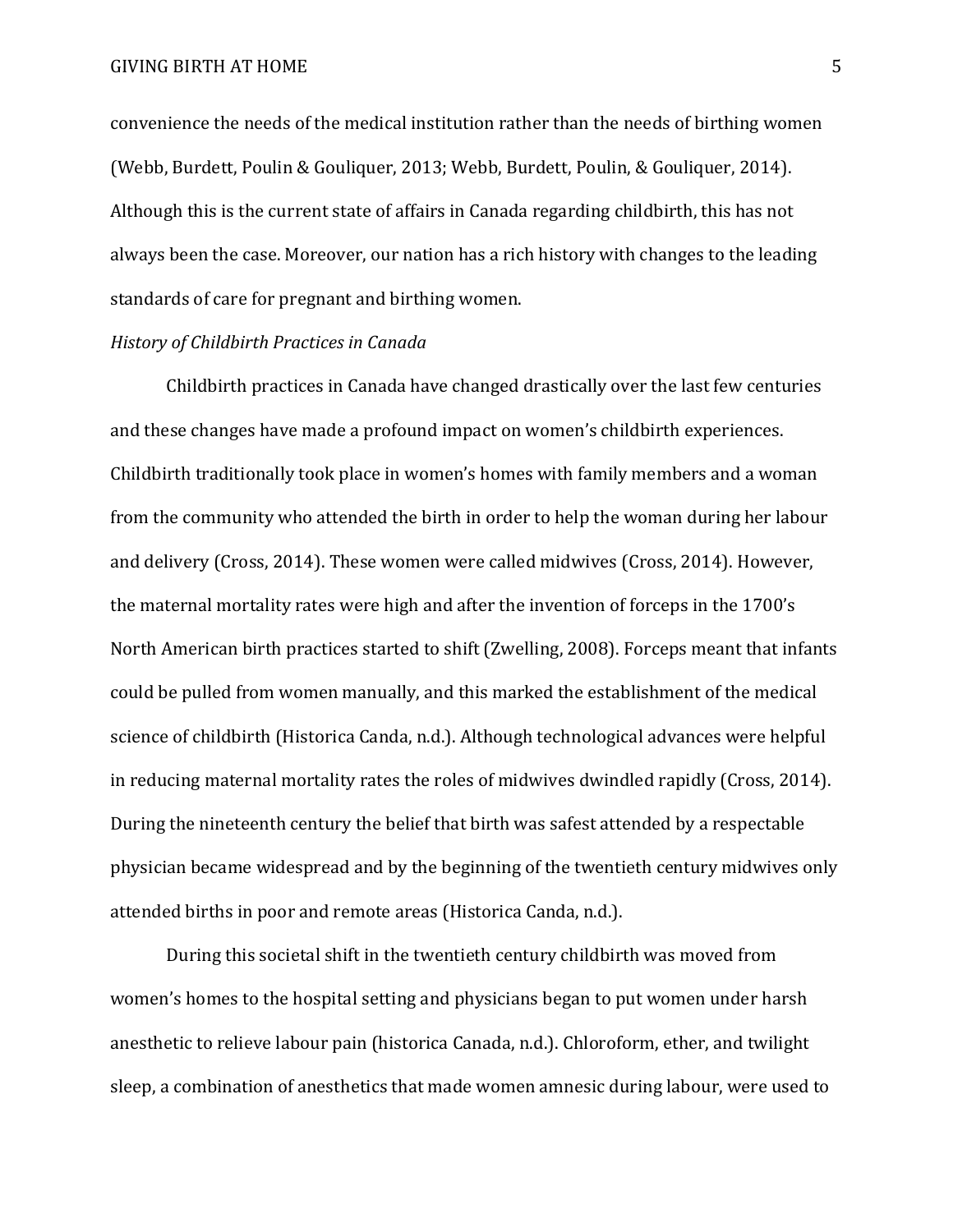convenience the needs of the medical institution rather than the needs of birthing women (Webb, Burdett, Poulin & Gouliquer, 2013; Webb, Burdett, Poulin, & Gouliquer, 2014). Although this is the current state of affairs in Canada regarding childbirth, this has not always been the case. Moreover, our nation has a rich history with changes to the leading standards of care for pregnant and birthing women.

*History of Childbirth Practices in Canada*

Childbirth practices in Canada have changed drastically over the last few centuries and these changes have made a profound impact on women's childbirth experiences. Childbirth traditionally took place in women's homes with family members and a woman from the community who attended the birth in order to help the woman during her labour and delivery (Cross, 2014). These women were called midwives (Cross, 2014). However, the maternal mortality rates were high and after the invention of forceps in the 1700's North American birth practices started to shift (Zwelling, 2008). Forceps meant that infants could be pulled from women manually, and this marked the establishment of the medical science of childbirth (Historica Canda, n.d.). Although technological advances were helpful in reducing maternal mortality rates the roles of midwives dwindled rapidly (Cross, 2014). During the nineteenth century the belief that birth was safest attended by a respectable physician became widespread and by the beginning of the twentieth century midwives only attended births in poor and remote areas (Historica Canda, n.d.).

During this societal shift in the twentieth century childbirth was moved from women's homes to the hospital setting and physicians began to put women under harsh anesthetic to relieve labour pain (historica Canada, n.d.). Chloroform, ether, and twilight sleep, a combination of anesthetics that made women amnesic during labour, were used to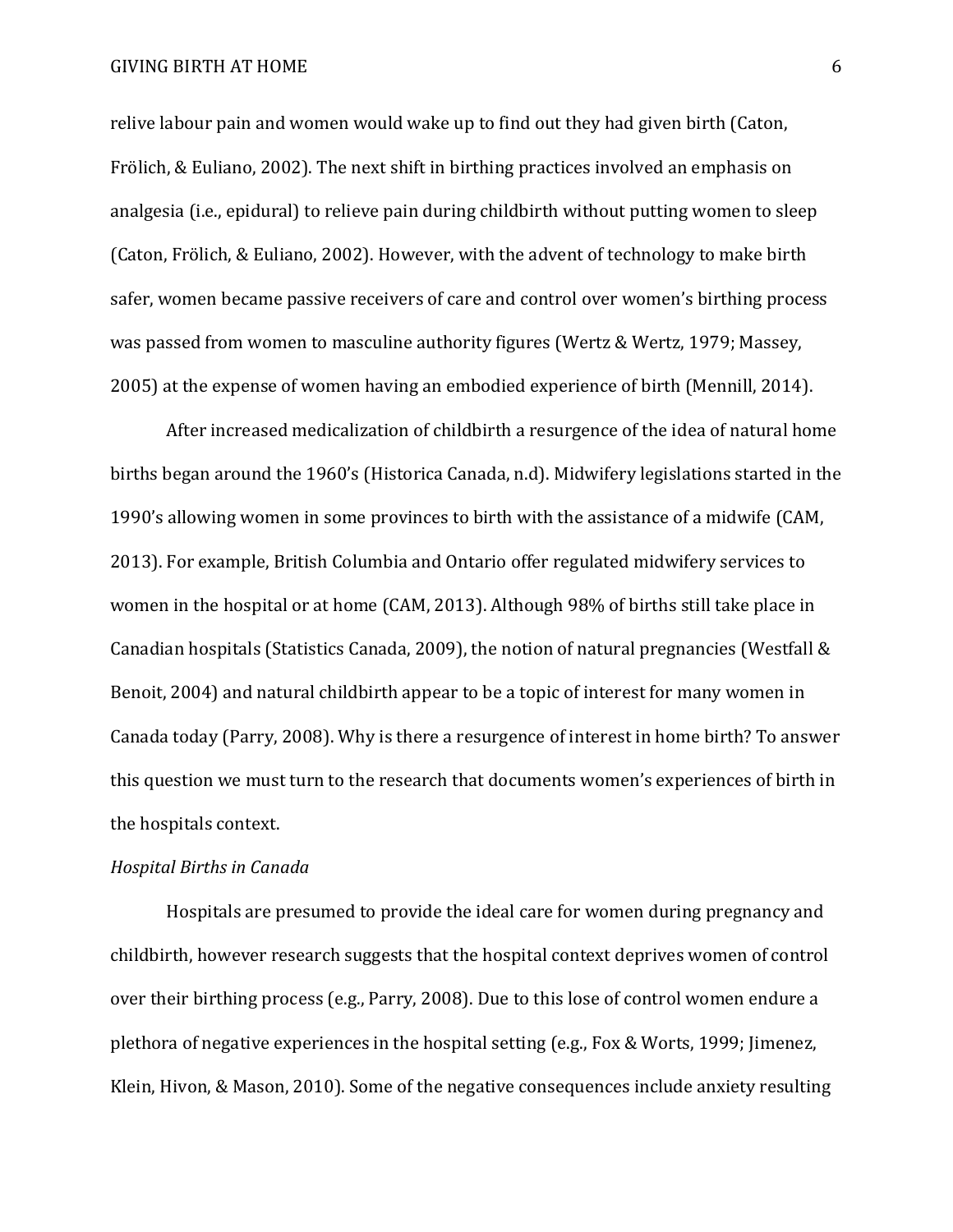relive labour pain and women would wake up to find out they had given birth (Caton, Frölich, & Euliano, 2002). The next shift in birthing practices involved an emphasis on analgesia (i.e., epidural) to relieve pain during childbirth without putting women to sleep (Caton, Frölich, & Euliano, 2002). However, with the advent of technology to make birth safer, women became passive receivers of care and control over women's birthing process was passed from women to masculine authority figures (Wertz & Wertz, 1979; Massey, 2005) at the expense of women having an embodied experience of birth (Mennill, 2014).

After increased medicalization of childbirth a resurgence of the idea of natural home births began around the 1960's (Historica Canada, n.d). Midwifery legislations started in the 1990's allowing women in some provinces to birth with the assistance of a midwife (CAM, 2013). For example, British Columbia and Ontario offer regulated midwifery services to women in the hospital or at home (CAM, 2013). Although 98% of births still take place in Canadian hospitals (Statistics Canada, 2009), the notion of natural pregnancies (Westfall & Benoit, 2004) and natural childbirth appear to be a topic of interest for many women in Canada today (Parry, 2008). Why is there a resurgence of interest in home birth? To answer this question we must turn to the research that documents women's experiences of birth in the hospitals context.

*Hospital Births in Canada*

Hospitals are presumed to provide the ideal care for women during pregnancy and childbirth, however research suggests that the hospital context deprives women of control over their birthing process (e.g., Parry, 2008). Due to this lose of control women endure a plethora of negative experiences in the hospital setting (e.g., Fox & Worts, 1999; Jimenez, Klein, Hivon, & Mason, 2010). Some of the negative consequences include anxiety resulting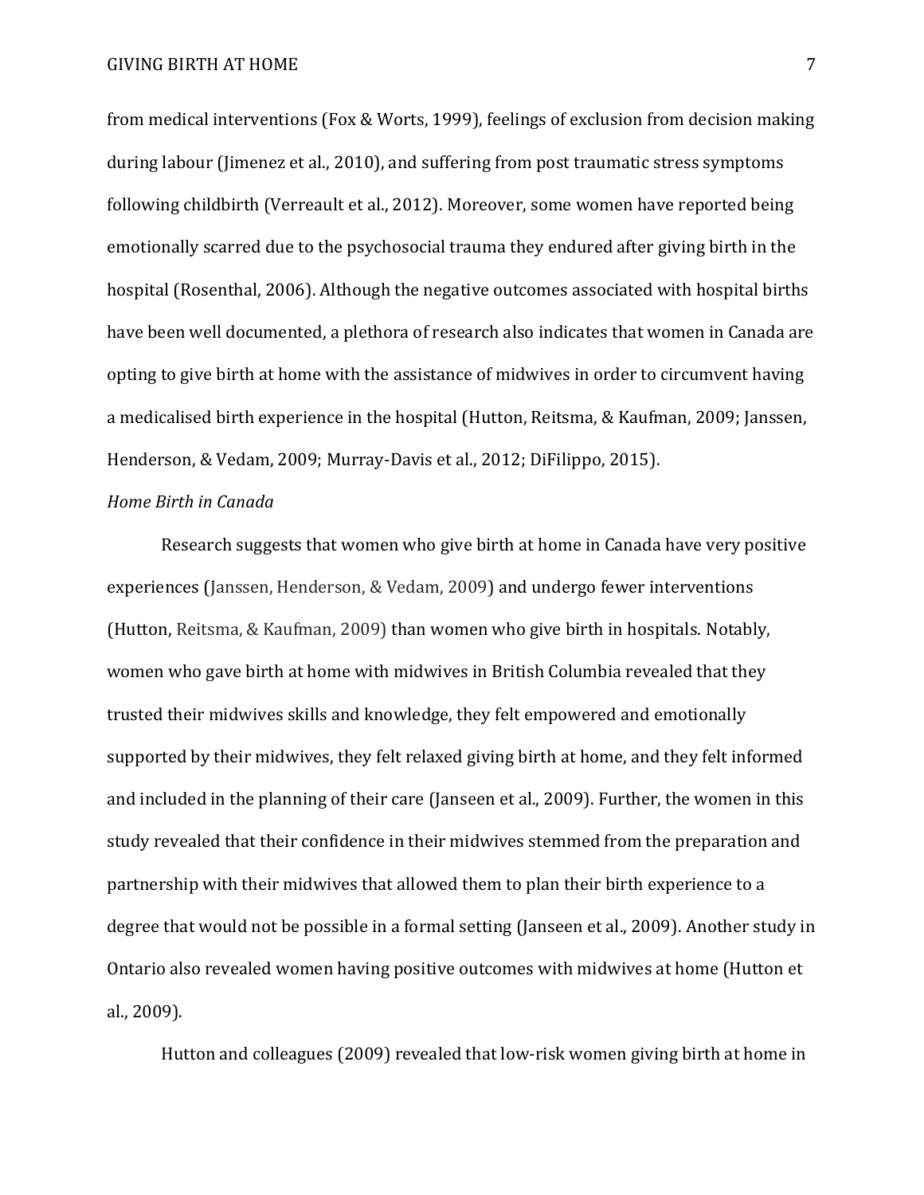from medical interventions (Fox & Worts, 1999), feelings of exclusion from decision making during labour (Jimenez et al., 2010), and suffering from post traumatic stress symptoms following childbirth (Verreault et al., 2012). Moreover, some women have reported being emotionally scarred due to the psychosocial trauma they endured after giving birth in the hospital (Rosenthal, 2006). Although the negative outcomes associated with hospital births have been well documented, a plethora of research also indicates that women in Canada are opting to give birth at home with the assistance of midwives in order to circumvent having a medicalised birth experience in the hospital (Hutton, Reitsma, & Kaufman, 2009; Janssen, Henderson, & Vedam, 2009; Murray-Davis et al., 2012; DiFilippo, 2015).

*Home Birth in Canada*

Research suggests that women who give birth at home in Canada have very positive experiences (Janssen, Henderson, & Vedam, 2009) and undergo fewer interventions (Hutton, Reitsma, & Kaufman, 2009) than women who give birth in hospitals. Notably, women who gave birth at home with midwives in British Columbia revealed that they trusted their midwives skills and knowledge, they felt empowered and emotionally supported by their midwives, they felt relaxed giving birth at home, and they felt informed and included in the planning of their care (Janseen et al., 2009). Further, the women in this study revealed that their confidence in their midwives stemmed from the preparation and partnership with their midwives that allowed them to plan their birth experience to a degree that would not be possible in a formal setting (Janseen et al., 2009). Another study in Ontario also revealed women having positive outcomes with midwives at home (Hutton et al., 2009).

Hutton and colleagues (2009) revealed that low-risk women giving birth at home in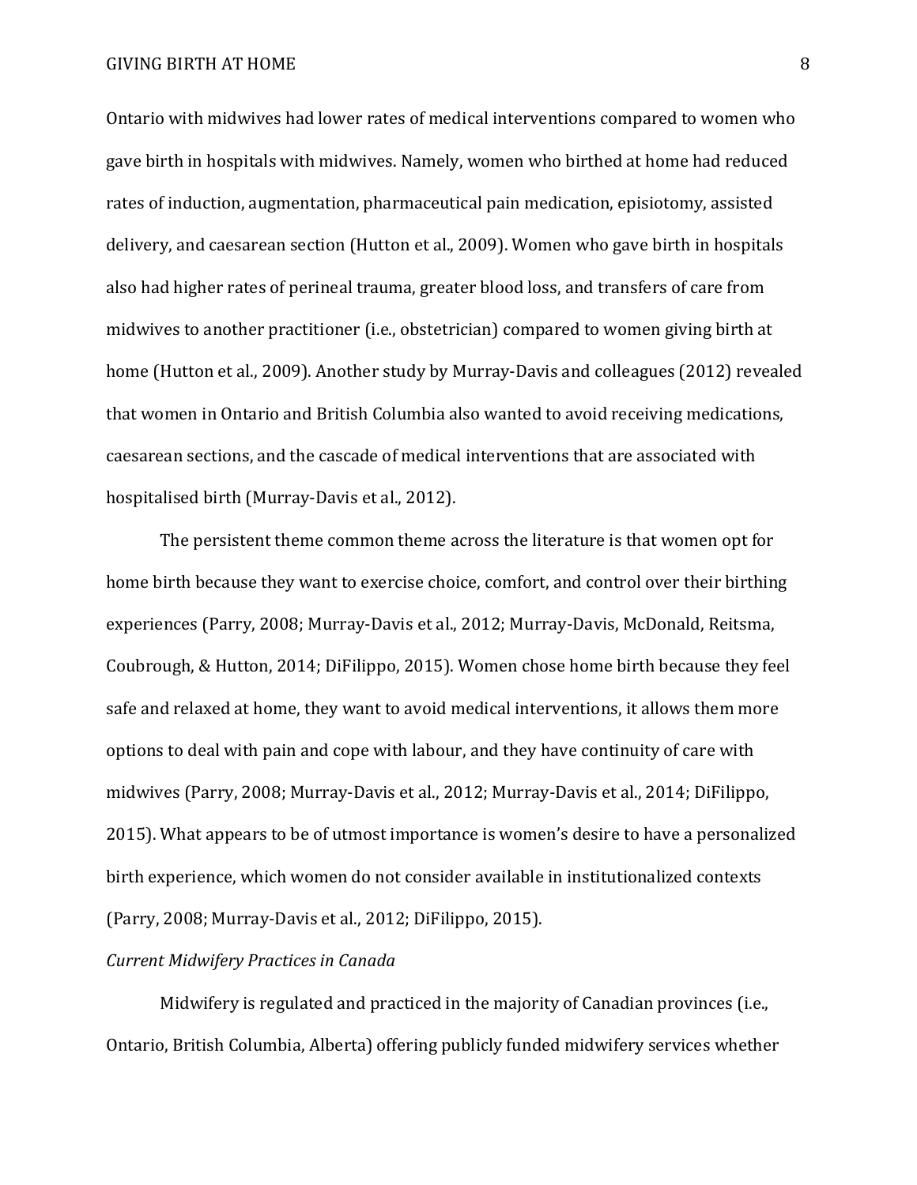Ontario with midwives had lower rates of medical interventions compared to women who gave birth in hospitals with midwives. Namely, women who birthed at home had reduced rates of induction, augmentation, pharmaceutical pain medication, episiotomy, assisted delivery, and caesarean section (Hutton et al., 2009). Women who gave birth in hospitals also had higher rates of perineal trauma, greater blood loss, and transfers of care from midwives to another practitioner (i.e., obstetrician) compared to women giving birth at home (Hutton et al., 2009). Another study by Murray-Davis and colleagues (2012) revealed that women in Ontario and British Columbia also wanted to avoid receiving medications, caesarean sections, and the cascade of medical interventions that are associated with hospitalised birth (Murray-Davis et al., 2012).

The persistent theme common theme across the literature is that women opt for home birth because they want to exercise choice, comfort, and control over their birthing experiences (Parry, 2008; Murray-Davis et al., 2012; Murray-Davis, McDonald, Reitsma, Coubrough, & Hutton, 2014; DiFilippo, 2015). Women chose home birth because they feel safe and relaxed at home, they want to avoid medical interventions, it allows them more options to deal with pain and cope with labour, and they have continuity of care with midwives (Parry, 2008; Murray-Davis et al., 2012; Murray-Davis et al., 2014; DiFilippo, 2015). What appears to be of utmost importance is women's desire to have a personalized birth experience, which women do not consider available in institutionalized contexts (Parry, 2008; Murray-Davis et al., 2012; DiFilippo, 2015).

*Current Midwifery Practices in Canada*

Midwifery is regulated and practiced in the majority of Canadian provinces (i.e., Ontario, British Columbia, Alberta) offering publicly funded midwifery services whether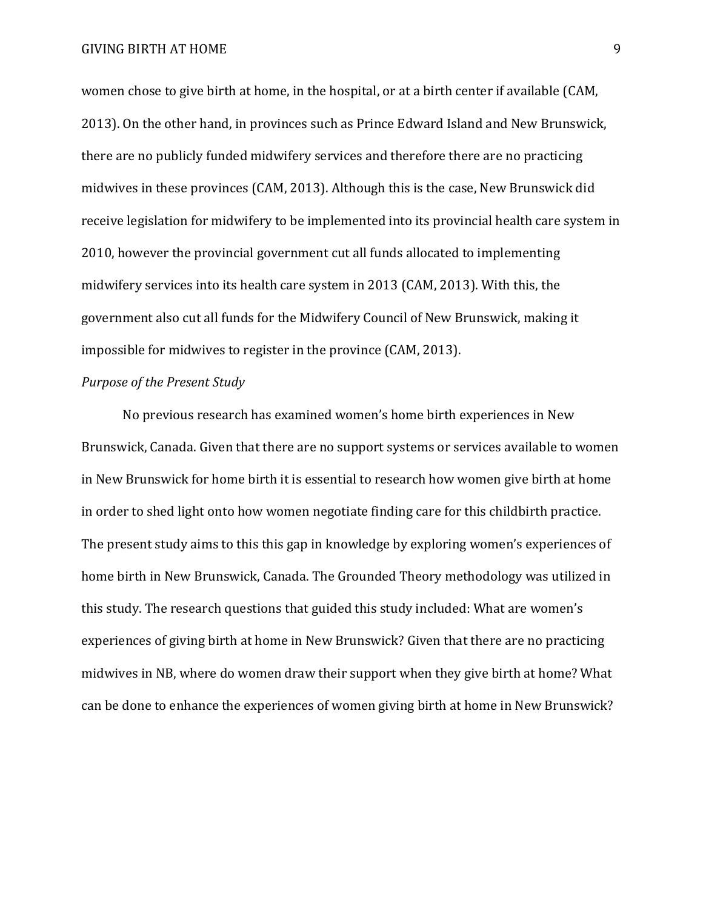women chose to give birth at home, in the hospital, or at a birth center if available (CAM, 2013). On the other hand, in provinces such as Prince Edward Island and New Brunswick, there are no publicly funded midwifery services and therefore there are no practicing midwives in these provinces (CAM, 2013). Although this is the case, New Brunswick did receive legislation for midwifery to be implemented into its provincial health care system in 2010, however the provincial government cut all funds allocated to implementing midwifery services into its health care system in 2013 (CAM, 2013). With this, the government also cut all funds for the Midwifery Council of New Brunswick, making it impossible for midwives to register in the province (CAM, 2013).

*Purpose of the Present Study*

No previous research has examined women's home birth experiences in New Brunswick, Canada. Given that there are no support systems or services available to women in New Brunswick for home birth it is essential to research how women give birth at home in order to shed light onto how women negotiate finding care for this childbirth practice. The present study aims to this this gap in knowledge by exploring women's experiences of home birth in New Brunswick, Canada. The Grounded Theory methodology was utilized in this study. The research questions that guided this study included: What are women's experiences of giving birth at home in New Brunswick? Given that there are no practicing midwives in NB, where do women draw their support when they give birth at home? What can be done to enhance the experiences of women giving birth at home in New Brunswick?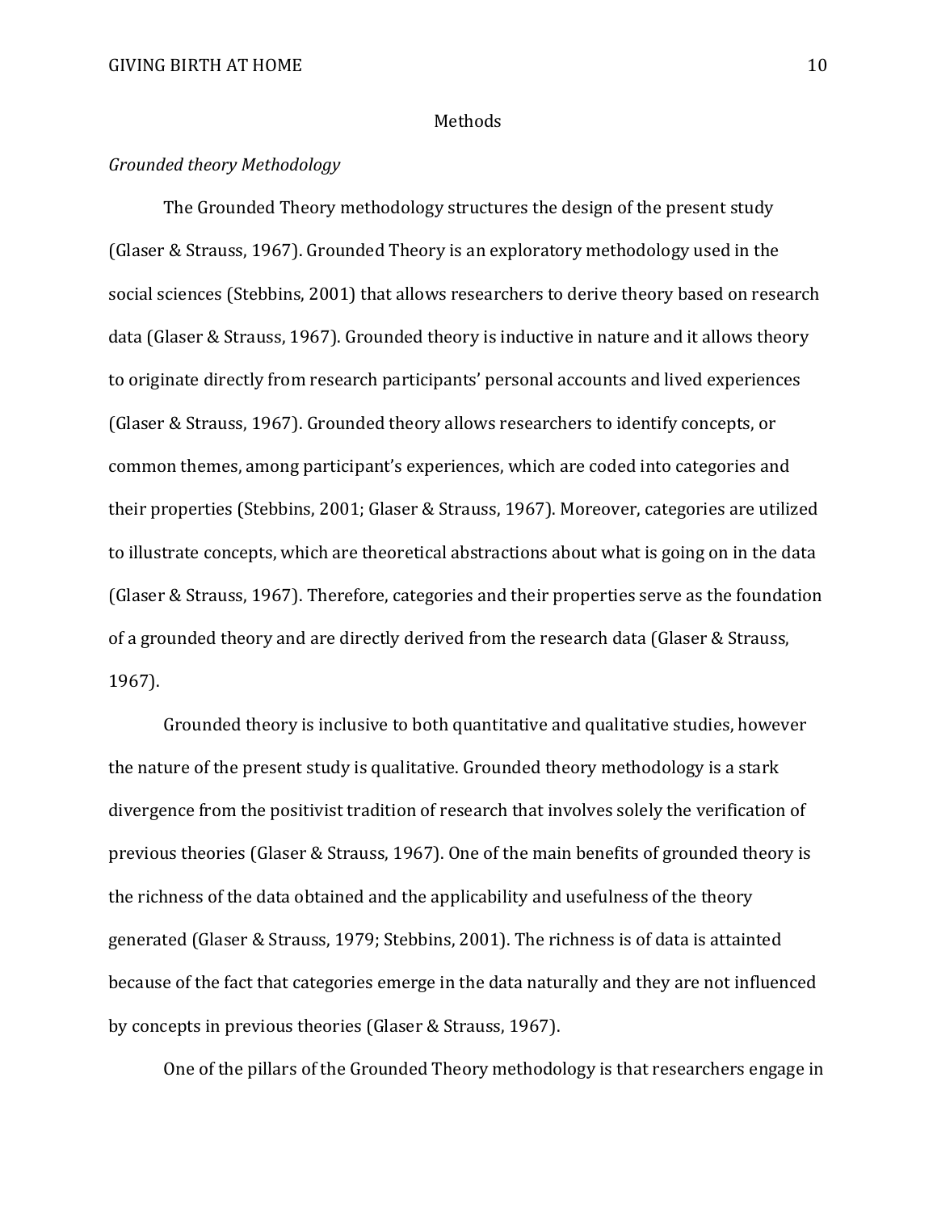## Methods

### *Grounded theory Methodology*

The Grounded Theory methodology structures the design of the present study (Glaser & Strauss, 1967). Grounded Theory is an exploratory methodology used in the social sciences (Stebbins, 2001) that allows researchers to derive theory based on research data (Glaser & Strauss, 1967). Grounded theory is inductive in nature and it allows theory to originate directly from research participants' personal accounts and lived experiences (Glaser & Strauss, 1967). Grounded theory allows researchers to identify concepts, or common themes, among participant's experiences, which are coded into categories and their properties (Stebbins, 2001; Glaser & Strauss, 1967). Moreover, categories are utilized to illustrate concepts, which are theoretical abstractions about what is going on in the data (Glaser & Strauss, 1967). Therefore, categories and their properties serve as the foundation of a grounded theory and are directly derived from the research data (Glaser & Strauss, 1967).

Grounded theory is inclusive to both quantitative and qualitative studies, however the nature of the present study is qualitative. Grounded theory methodology is a stark divergence from the positivist tradition of research that involves solely the verification of previous theories (Glaser & Strauss, 1967). One of the main benefits of grounded theory is the richness of the data obtained and the applicability and usefulness of the theory generated (Glaser & Strauss, 1979; Stebbins, 2001). The richness is of data is attainted because of the fact that categories emerge in the data naturally and they are not influenced by concepts in previous theories (Glaser & Strauss, 1967).

One of the pillars of the Grounded Theory methodology is that researchers engage in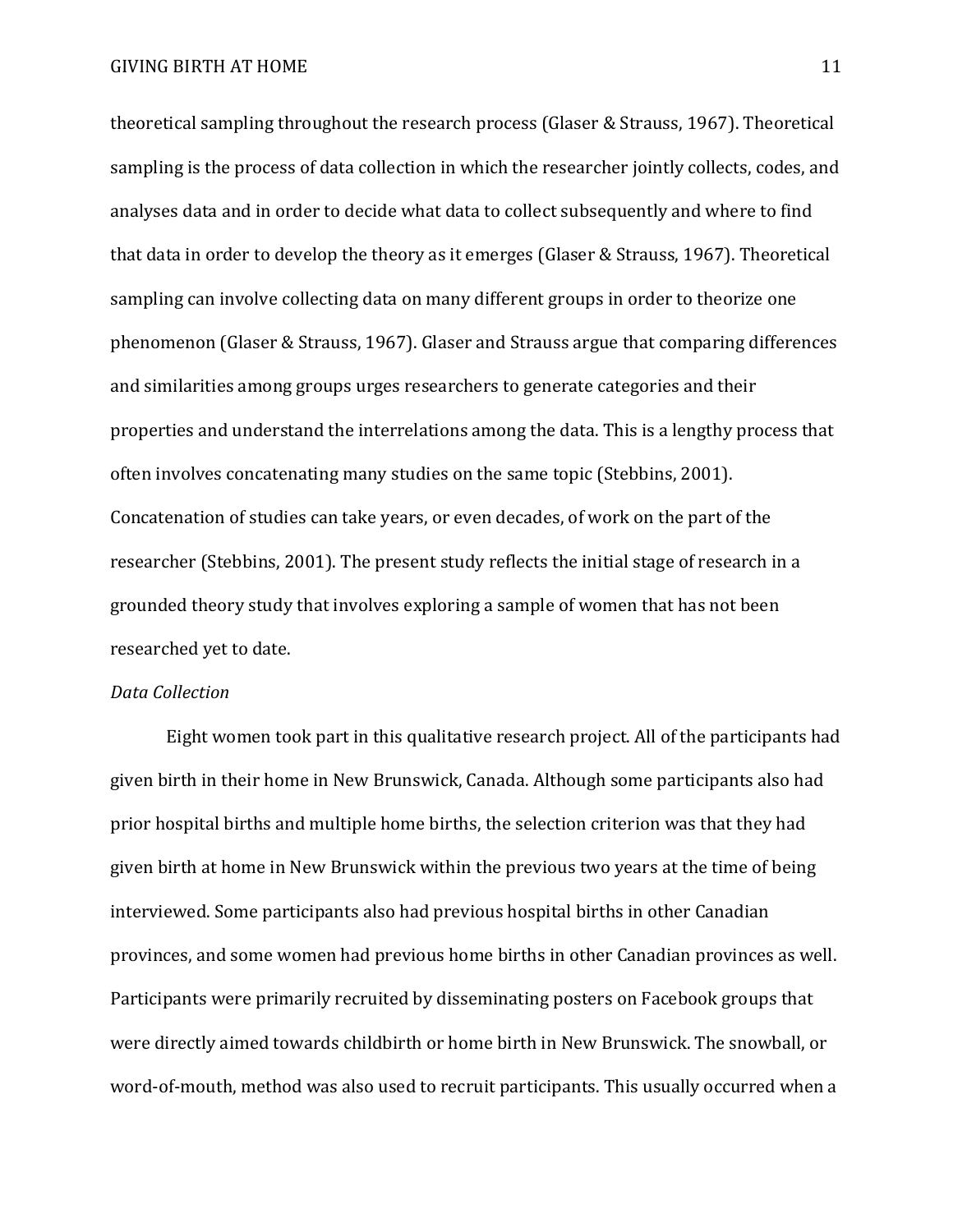theoretical sampling throughout the research process (Glaser & Strauss, 1967). Theoretical sampling is the process of data collection in which the researcher jointly collects, codes, and analyses data and in order to decide what data to collect subsequently and where to find that data in order to develop the theory as it emerges (Glaser & Strauss, 1967). Theoretical sampling can involve collecting data on many different groups in order to theorize one phenomenon (Glaser & Strauss, 1967). Glaser and Strauss argue that comparing differences and similarities among groups urges researchers to generate categories and their properties and understand the interrelations among the data. This is a lengthy process that often involves concatenating many studies on the same topic (Stebbins, 2001). Concatenation of studies can take years, or even decades, of work on the part of the researcher (Stebbins, 2001). The present study reflects the initial stage of research in a grounded theory study that involves exploring a sample of women that has not been researched yet to date.

*Data Collection*

Eight women took part in this qualitative research project. All of the participants had given birth in their home in New Brunswick, Canada. Although some participants also had prior hospital births and multiple home births, the selection criterion was that they had given birth at home in New Brunswick within the previous two years at the time of being interviewed. Some participants also had previous hospital births in other Canadian provinces, and some women had previous home births in other Canadian provinces as well. Participants were primarily recruited by disseminating posters on Facebook groups that were directly aimed towards childbirth or home birth in New Brunswick. The snowball, or word-of-mouth, method was also used to recruit participants. This usually occurred when a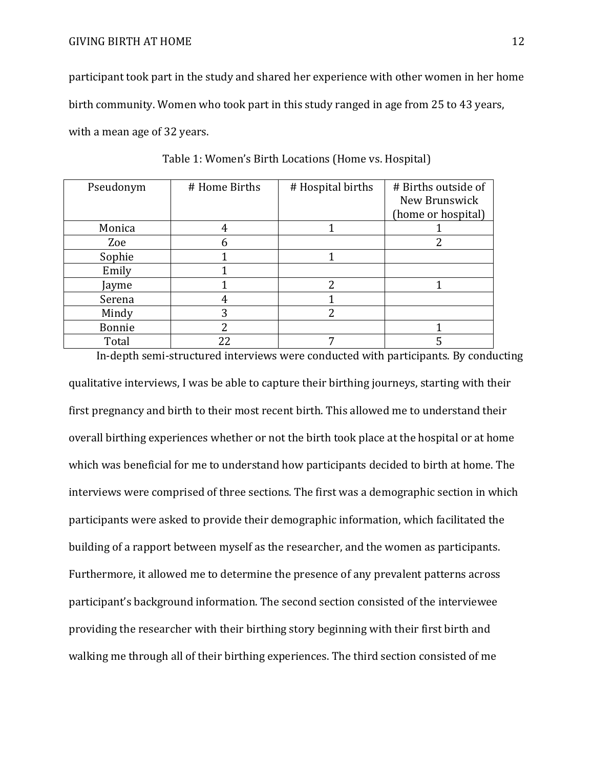participant took part in the study and shared her experience with other women in her home birth community. Women who took part in this study ranged in age from 25 to 43 years, with a mean age of 32 years.

Table 1: Women's Birth Locations (Home vs. Hospital)

| Pseudonym | # Home Births | # Hospital births | # Births outside of New Brunswick (home or hospital) |
|---|---|---|---|
| Monica | 4 | 1 | 1 |
| Zoe | 6 | | 2 |
| Sophie | 1 | 1 | |
| Emily | 1 | | |
| Jayme | 1 | 2 | 1 |
| Serena | 4 | 1 | |
| Mindy | 3 | 2 | |
| Bonnie | 2 | | 1 |
| Total | 22 | 7 | 5 |

In-depth semi-structured interviews were conducted with participants. By conducting qualitative interviews, I was be able to capture their birthing journeys, starting with their first pregnancy and birth to their most recent birth. This allowed me to understand their overall birthing experiences whether or not the birth took place at the hospital or at home which was beneficial for me to understand how participants decided to birth at home. The interviews were comprised of three sections. The first was a demographic section in which participants were asked to provide their demographic information, which facilitated the building of a rapport between myself as the researcher, and the women as participants. Furthermore, it allowed me to determine the presence of any prevalent patterns across participant's background information. The second section consisted of the interviewee providing the researcher with their birthing story beginning with their first birth and walking me through all of their birthing experiences. The third section consisted of me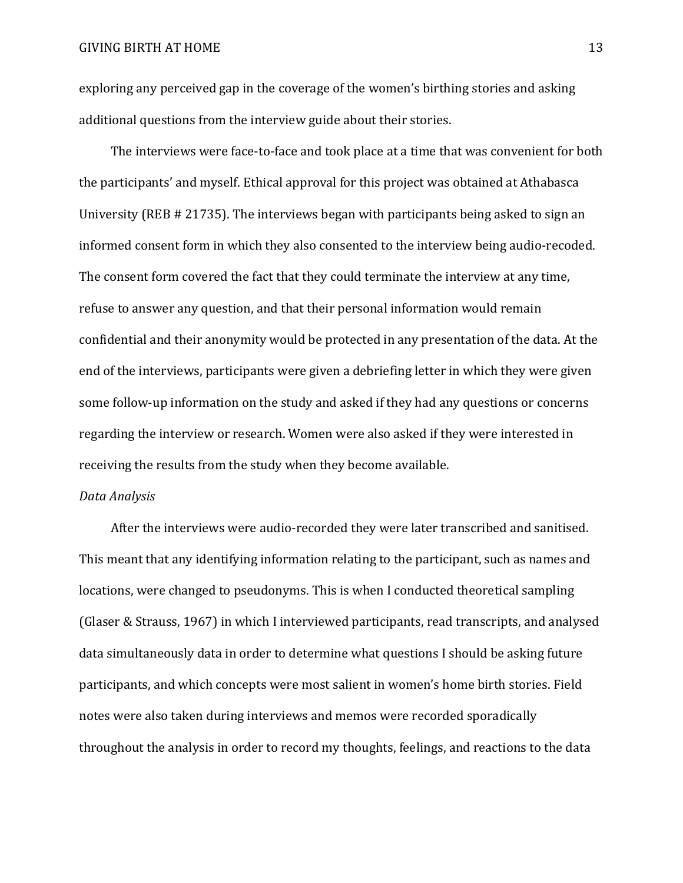exploring any perceived gap in the coverage of the women's birthing stories and asking additional questions from the interview guide about their stories.

The interviews were face-to-face and took place at a time that was convenient for both the participants' and myself. Ethical approval for this project was obtained at Athabasca University (REB # 21735). The interviews began with participants being asked to sign an informed consent form in which they also consented to the interview being audio-recoded. The consent form covered the fact that they could terminate the interview at any time, refuse to answer any question, and that their personal information would remain confidential and their anonymity would be protected in any presentation of the data. At the end of the interviews, participants were given a debriefing letter in which they were given some follow-up information on the study and asked if they had any questions or concerns regarding the interview or research. Women were also asked if they were interested in receiving the results from the study when they become available.

*Data Analysis*

After the interviews were audio-recorded they were later transcribed and sanitised. This meant that any identifying information relating to the participant, such as names and locations, were changed to pseudonyms. This is when I conducted theoretical sampling (Glaser & Strauss, 1967) in which I interviewed participants, read transcripts, and analysed data simultaneously data in order to determine what questions I should be asking future participants, and which concepts were most salient in women's home birth stories. Field notes were also taken during interviews and memos were recorded sporadically throughout the analysis in order to record my thoughts, feelings, and reactions to the data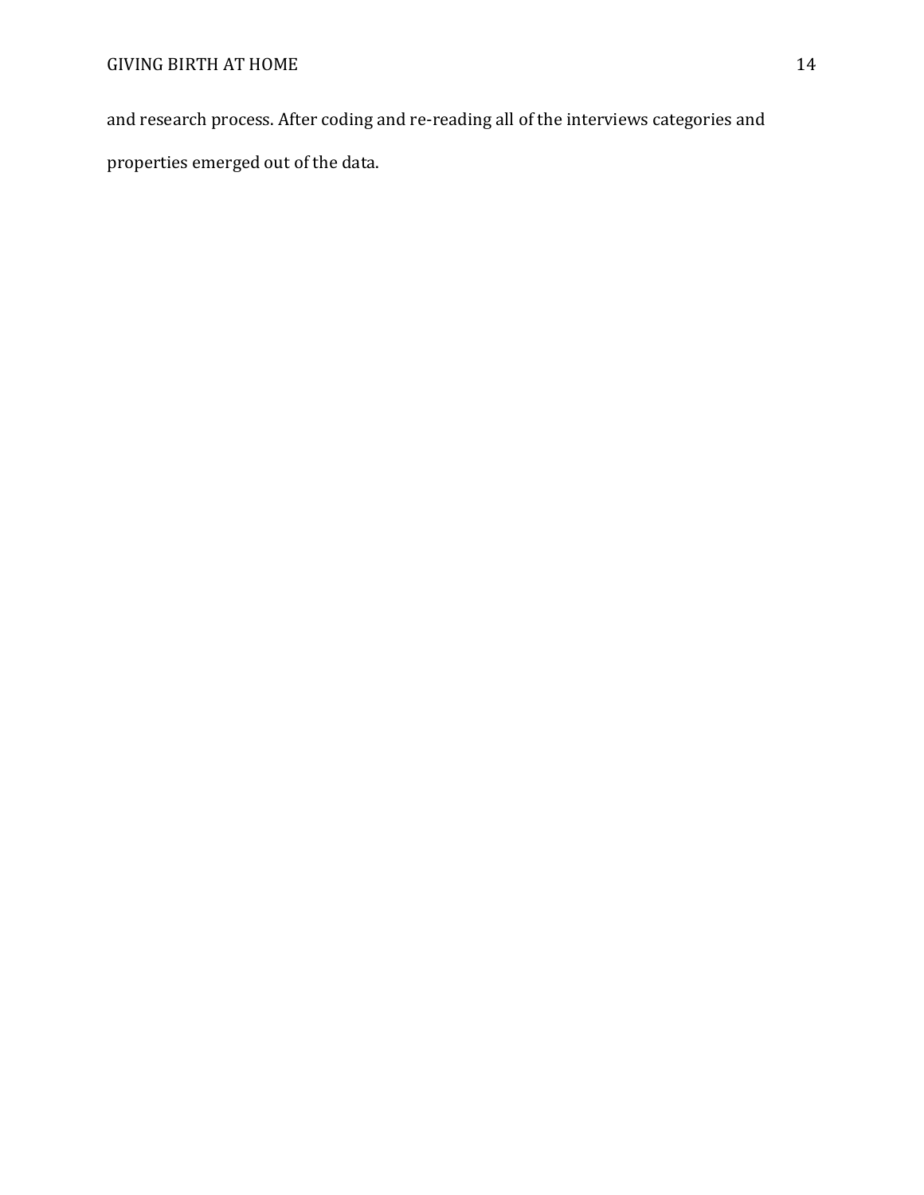and research process. After coding and re-reading all of the interviews categories and properties emerged out of the data.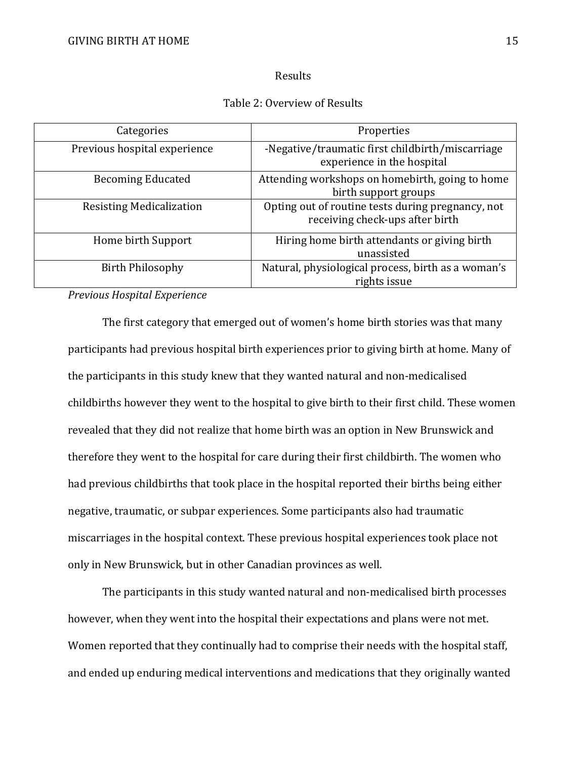## Results

Table 2: Overview of Results

| Categories | Properties |
|---|---|
| Previous hospital experience | -Negative/traumatic first childbirth/miscarriage experience in the hospital |
| Becoming Educated | Attending workshops on homebirth, going to home birth support groups |
| Resisting Medicalization | Opting out of routine tests during pregnancy, not receiving check-ups after birth |
| Home birth Support | Hiring home birth attendants or giving birth unassisted |
| Birth Philosophy | Natural, physiological process, birth as a woman's rights issue |

### *Previous Hospital Experience*

The first category that emerged out of women's home birth stories was that many participants had previous hospital birth experiences prior to giving birth at home. Many of the participants in this study knew that they wanted natural and non-medicalised childbirths however they went to the hospital to give birth to their first child. These women revealed that they did not realize that home birth was an option in New Brunswick and therefore they went to the hospital for care during their first childbirth. The women who had previous childbirths that took place in the hospital reported their births being either negative, traumatic, or subpar experiences. Some participants also had traumatic miscarriages in the hospital context. These previous hospital experiences took place not only in New Brunswick, but in other Canadian provinces as well.

The participants in this study wanted natural and non-medicalised birth processes however, when they went into the hospital their expectations and plans were not met. Women reported that they continually had to comprise their needs with the hospital staff, and ended up enduring medical interventions and medications that they originally wanted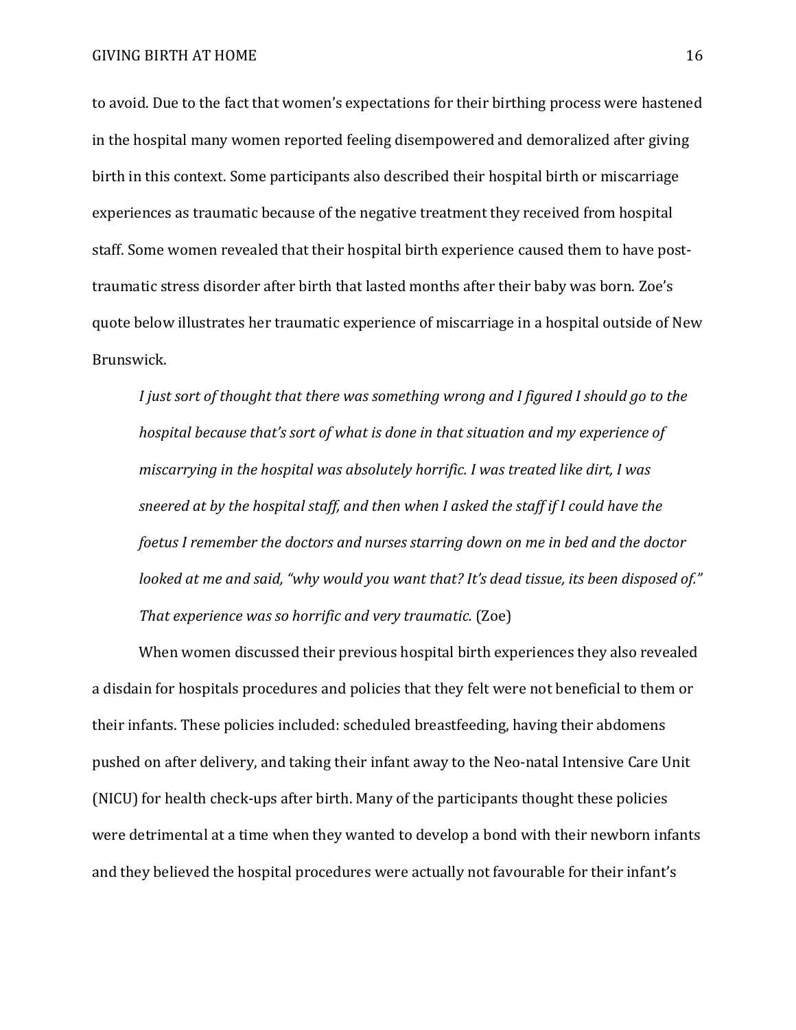to avoid. Due to the fact that women's expectations for their birthing process were hastened in the hospital many women reported feeling disempowered and demoralized after giving birth in this context. Some participants also described their hospital birth or miscarriage experiences as traumatic because of the negative treatment they received from hospital staff. Some women revealed that their hospital birth experience caused them to have post-traumatic stress disorder after birth that lasted months after their baby was born. Zoe's quote below illustrates her traumatic experience of miscarriage in a hospital outside of New Brunswick.

> *I just sort of thought that there was something wrong and I figured I should go to the hospital because that's sort of what is done in that situation and my experience of miscarrying in the hospital was absolutely horrific. I was treated like dirt, I was sneered at by the hospital staff, and then when I asked the staff if I could have the foetus I remember the doctors and nurses starring down on me in bed and the doctor looked at me and said, "why would you want that? It's dead tissue, its been disposed of." That experience was so horrific and very traumatic.* (Zoe)

When women discussed their previous hospital birth experiences they also revealed a disdain for hospitals procedures and policies that they felt were not beneficial to them or their infants. These policies included: scheduled breastfeeding, having their abdomens pushed on after delivery, and taking their infant away to the Neo-natal Intensive Care Unit (NICU) for health check-ups after birth. Many of the participants thought these policies were detrimental at a time when they wanted to develop a bond with their newborn infants and they believed the hospital procedures were actually not favourable for their infant's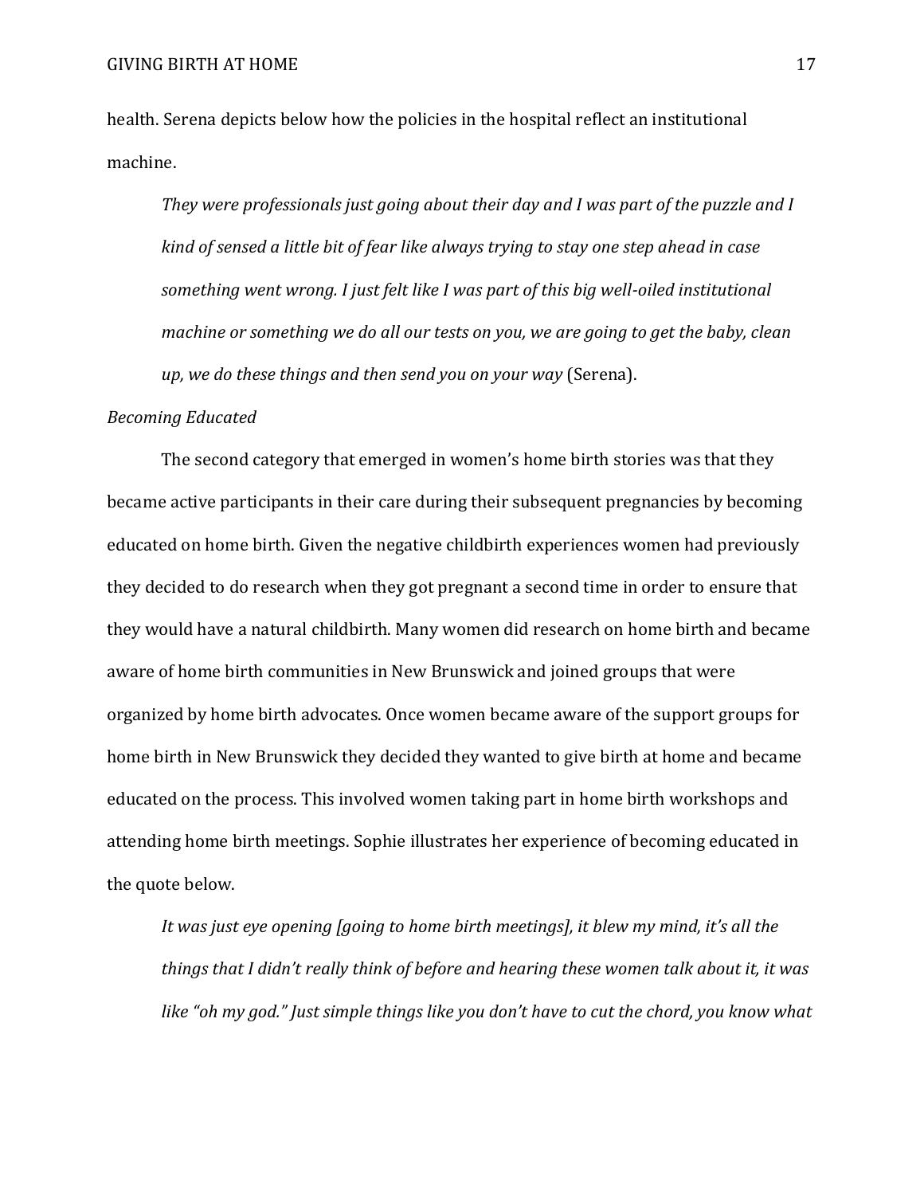health. Serena depicts below how the policies in the hospital reflect an institutional machine.

> *They were professionals just going about their day and I was part of the puzzle and I kind of sensed a little bit of fear like always trying to stay one step ahead in case something went wrong. I just felt like I was part of this big well-oiled institutional machine or something we do all our tests on you, we are going to get the baby, clean up, we do these things and then send you on your way* (Serena).

*Becoming Educated*

The second category that emerged in women's home birth stories was that they became active participants in their care during their subsequent pregnancies by becoming educated on home birth. Given the negative childbirth experiences women had previously they decided to do research when they got pregnant a second time in order to ensure that they would have a natural childbirth. Many women did research on home birth and became aware of home birth communities in New Brunswick and joined groups that were organized by home birth advocates. Once women became aware of the support groups for home birth in New Brunswick they decided they wanted to give birth at home and became educated on the process. This involved women taking part in home birth workshops and attending home birth meetings. Sophie illustrates her experience of becoming educated in the quote below.

> *It was just eye opening [going to home birth meetings], it blew my mind, it's all the things that I didn't really think of before and hearing these women talk about it, it was like "oh my god." Just simple things like you don't have to cut the chord, you know what*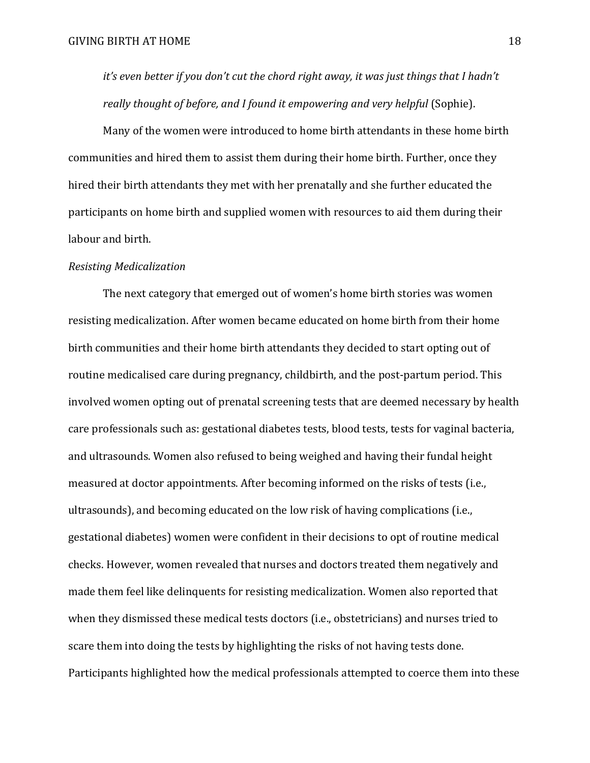*it's even better if you don't cut the chord right away, it was just things that I hadn't really thought of before, and I found it empowering and very helpful* (Sophie).

Many of the women were introduced to home birth attendants in these home birth communities and hired them to assist them during their home birth. Further, once they hired their birth attendants they met with her prenatally and she further educated the participants on home birth and supplied women with resources to aid them during their labour and birth.

*Resisting Medicalization*

The next category that emerged out of women's home birth stories was women resisting medicalization. After women became educated on home birth from their home birth communities and their home birth attendants they decided to start opting out of routine medicalised care during pregnancy, childbirth, and the post-partum period. This involved women opting out of prenatal screening tests that are deemed necessary by health care professionals such as: gestational diabetes tests, blood tests, tests for vaginal bacteria, and ultrasounds. Women also refused to being weighed and having their fundal height measured at doctor appointments. After becoming informed on the risks of tests (i.e., ultrasounds), and becoming educated on the low risk of having complications (i.e., gestational diabetes) women were confident in their decisions to opt of routine medical checks. However, women revealed that nurses and doctors treated them negatively and made them feel like delinquents for resisting medicalization. Women also reported that when they dismissed these medical tests doctors (i.e., obstetricians) and nurses tried to scare them into doing the tests by highlighting the risks of not having tests done. Participants highlighted how the medical professionals attempted to coerce them into these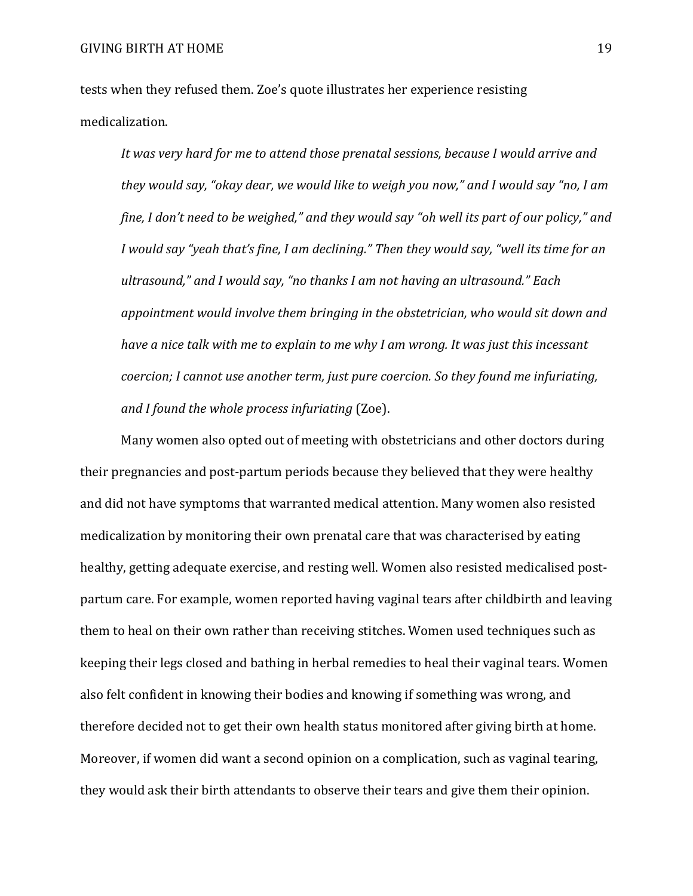tests when they refused them. Zoe's quote illustrates her experience resisting medicalization.

> *It was very hard for me to attend those prenatal sessions, because I would arrive and they would say, "okay dear, we would like to weigh you now," and I would say "no, I am fine, I don't need to be weighed," and they would say "oh well its part of our policy," and I would say "yeah that's fine, I am declining." Then they would say, "well its time for an ultrasound," and I would say, "no thanks I am not having an ultrasound." Each appointment would involve them bringing in the obstetrician, who would sit down and have a nice talk with me to explain to me why I am wrong. It was just this incessant coercion; I cannot use another term, just pure coercion. So they found me infuriating, and I found the whole process infuriating* (Zoe).

Many women also opted out of meeting with obstetricians and other doctors during their pregnancies and post-partum periods because they believed that they were healthy and did not have symptoms that warranted medical attention. Many women also resisted medicalization by monitoring their own prenatal care that was characterised by eating healthy, getting adequate exercise, and resting well. Women also resisted medicalised post-partum care. For example, women reported having vaginal tears after childbirth and leaving them to heal on their own rather than receiving stitches. Women used techniques such as keeping their legs closed and bathing in herbal remedies to heal their vaginal tears. Women also felt confident in knowing their bodies and knowing if something was wrong, and therefore decided not to get their own health status monitored after giving birth at home. Moreover, if women did want a second opinion on a complication, such as vaginal tearing, they would ask their birth attendants to observe their tears and give them their opinion.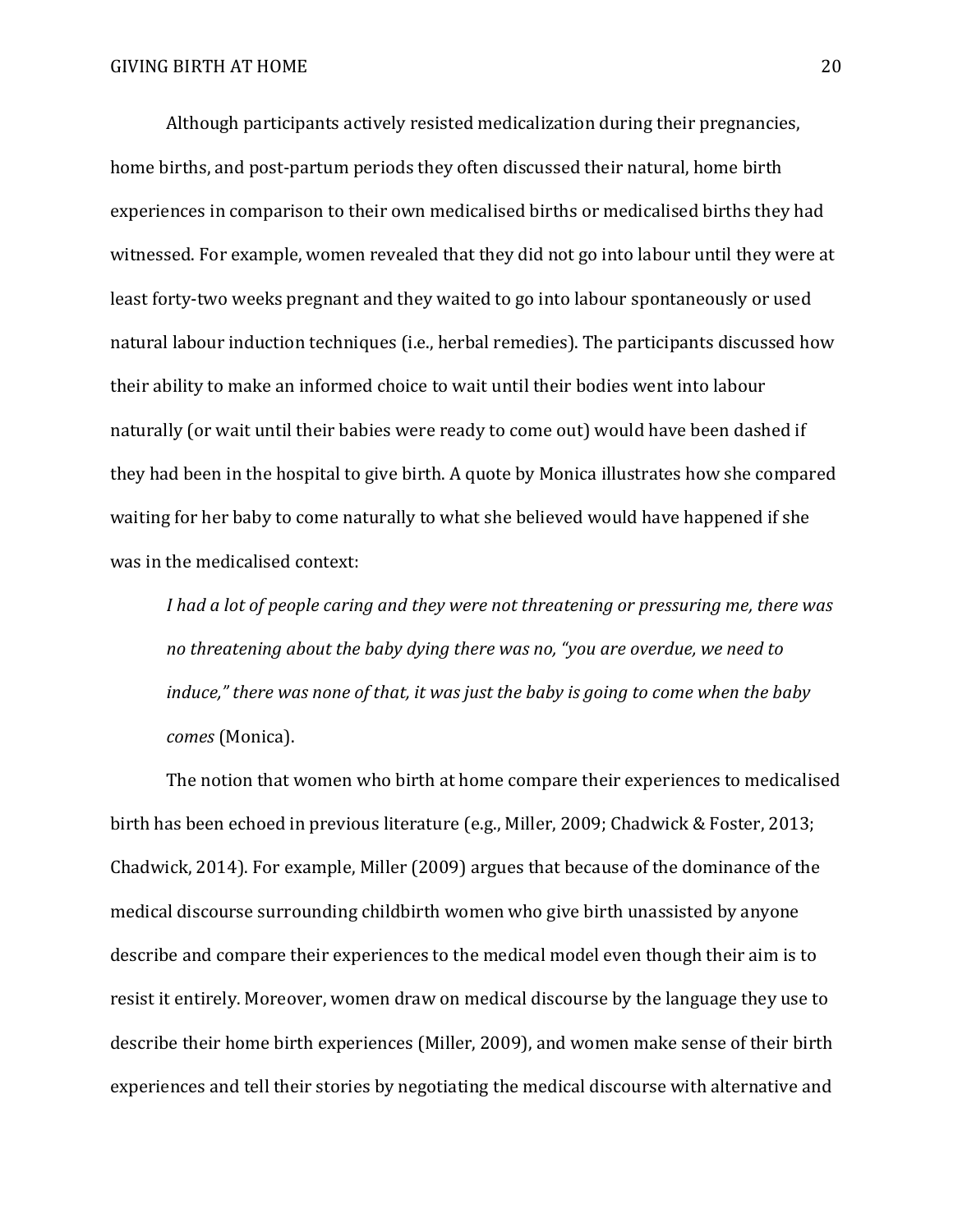Although participants actively resisted medicalization during their pregnancies, home births, and post-partum periods they often discussed their natural, home birth experiences in comparison to their own medicalised births or medicalised births they had witnessed. For example, women revealed that they did not go into labour until they were at least forty-two weeks pregnant and they waited to go into labour spontaneously or used natural labour induction techniques (i.e., herbal remedies). The participants discussed how their ability to make an informed choice to wait until their bodies went into labour naturally (or wait until their babies were ready to come out) would have been dashed if they had been in the hospital to give birth. A quote by Monica illustrates how she compared waiting for her baby to come naturally to what she believed would have happened if she was in the medicalised context:

> *I had a lot of people caring and they were not threatening or pressuring me, there was no threatening about the baby dying there was no, "you are overdue, we need to induce," there was none of that, it was just the baby is going to come when the baby comes* (Monica).

The notion that women who birth at home compare their experiences to medicalised birth has been echoed in previous literature (e.g., Miller, 2009; Chadwick & Foster, 2013; Chadwick, 2014). For example, Miller (2009) argues that because of the dominance of the medical discourse surrounding childbirth women who give birth unassisted by anyone describe and compare their experiences to the medical model even though their aim is to resist it entirely. Moreover, women draw on medical discourse by the language they use to describe their home birth experiences (Miller, 2009), and women make sense of their birth experiences and tell their stories by negotiating the medical discourse with alternative and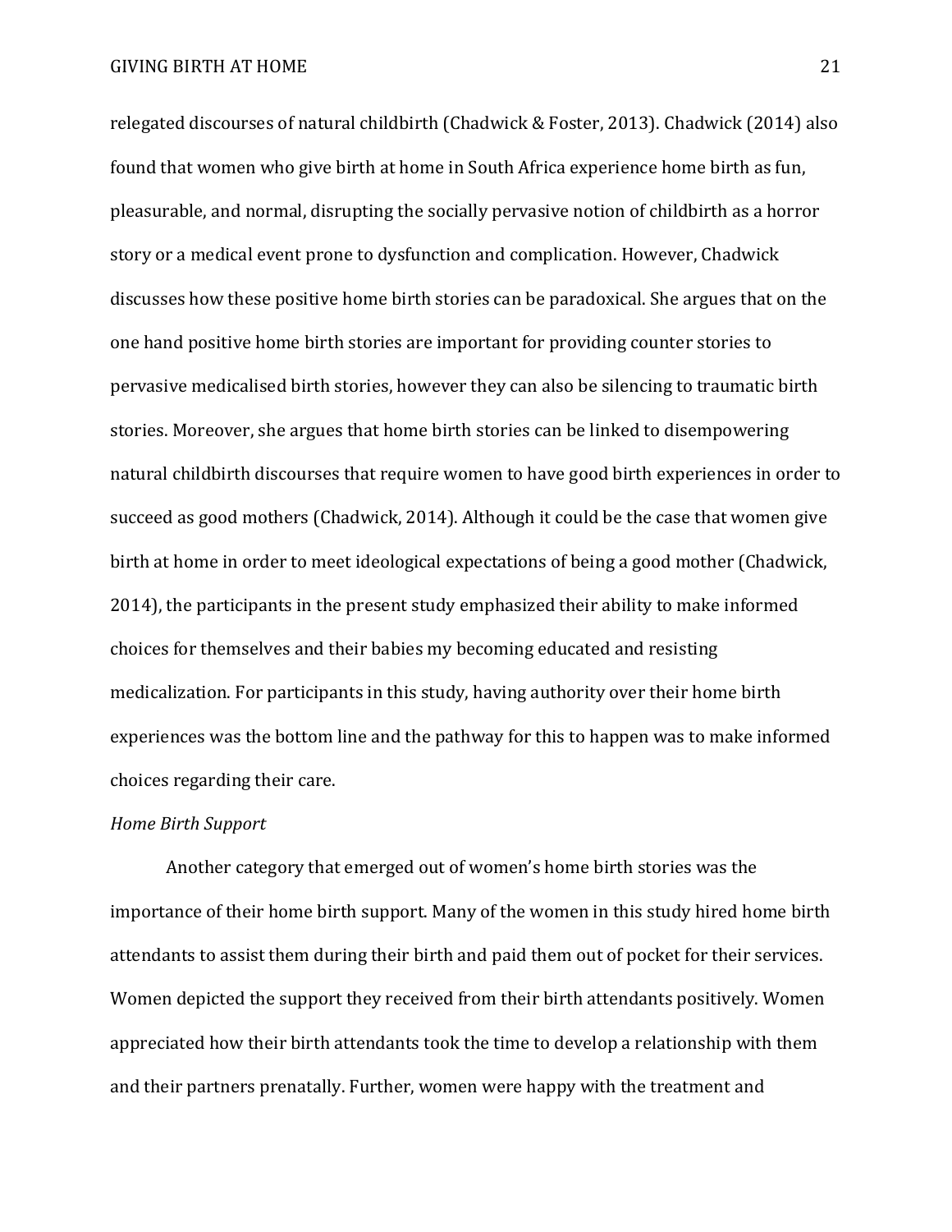relegated discourses of natural childbirth (Chadwick & Foster, 2013). Chadwick (2014) also found that women who give birth at home in South Africa experience home birth as fun, pleasurable, and normal, disrupting the socially pervasive notion of childbirth as a horror story or a medical event prone to dysfunction and complication. However, Chadwick discusses how these positive home birth stories can be paradoxical. She argues that on the one hand positive home birth stories are important for providing counter stories to pervasive medicalised birth stories, however they can also be silencing to traumatic birth stories. Moreover, she argues that home birth stories can be linked to disempowering natural childbirth discourses that require women to have good birth experiences in order to succeed as good mothers (Chadwick, 2014). Although it could be the case that women give birth at home in order to meet ideological expectations of being a good mother (Chadwick, 2014), the participants in the present study emphasized their ability to make informed choices for themselves and their babies my becoming educated and resisting medicalization. For participants in this study, having authority over their home birth experiences was the bottom line and the pathway for this to happen was to make informed choices regarding their care.

*Home Birth Support*

Another category that emerged out of women's home birth stories was the importance of their home birth support. Many of the women in this study hired home birth attendants to assist them during their birth and paid them out of pocket for their services. Women depicted the support they received from their birth attendants positively. Women appreciated how their birth attendants took the time to develop a relationship with them and their partners prenatally. Further, women were happy with the treatment and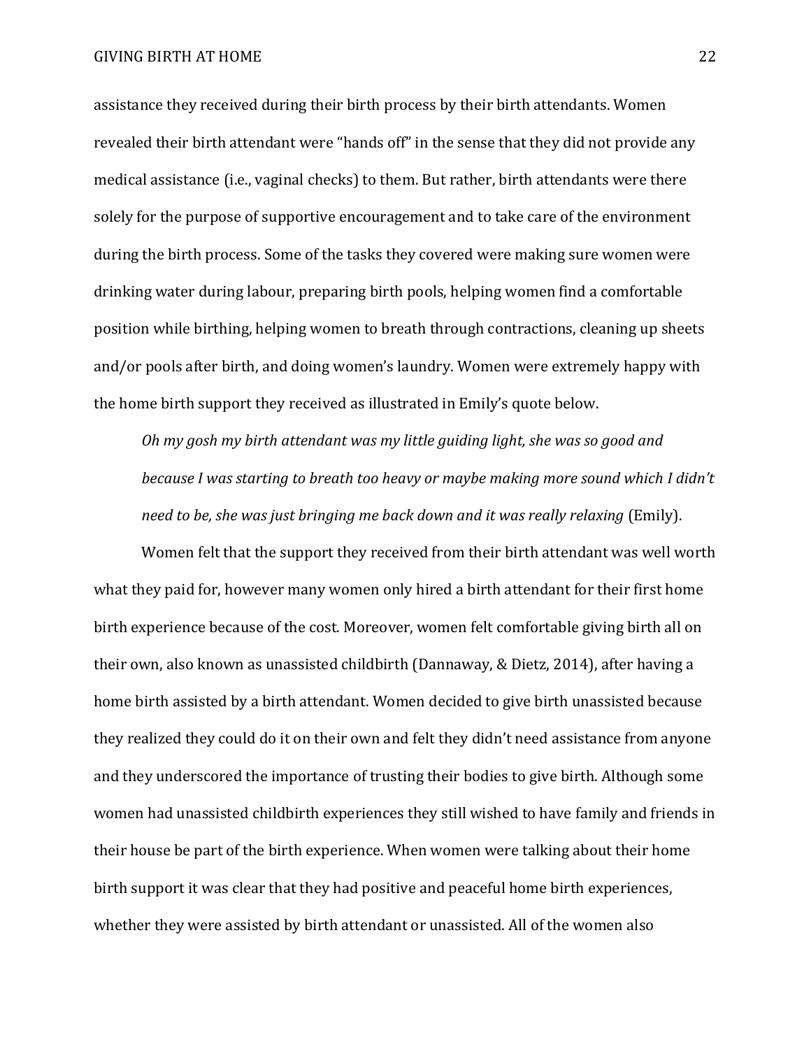assistance they received during their birth process by their birth attendants. Women revealed their birth attendant were "hands off" in the sense that they did not provide any medical assistance (i.e., vaginal checks) to them. But rather, birth attendants were there solely for the purpose of supportive encouragement and to take care of the environment during the birth process. Some of the tasks they covered were making sure women were drinking water during labour, preparing birth pools, helping women find a comfortable position while birthing, helping women to breath through contractions, cleaning up sheets and/or pools after birth, and doing women's laundry. Women were extremely happy with the home birth support they received as illustrated in Emily's quote below.

> *Oh my gosh my birth attendant was my little guiding light, she was so good and because I was starting to breath too heavy or maybe making more sound which I didn't need to be, she was just bringing me back down and it was really relaxing* (Emily).

Women felt that the support they received from their birth attendant was well worth what they paid for, however many women only hired a birth attendant for their first home birth experience because of the cost. Moreover, women felt comfortable giving birth all on their own, also known as unassisted childbirth (Dannaway, & Dietz, 2014), after having a home birth assisted by a birth attendant. Women decided to give birth unassisted because they realized they could do it on their own and felt they didn't need assistance from anyone and they underscored the importance of trusting their bodies to give birth. Although some women had unassisted childbirth experiences they still wished to have family and friends in their house be part of the birth experience. When women were talking about their home birth support it was clear that they had positive and peaceful home birth experiences, whether they were assisted by birth attendant or unassisted. All of the women also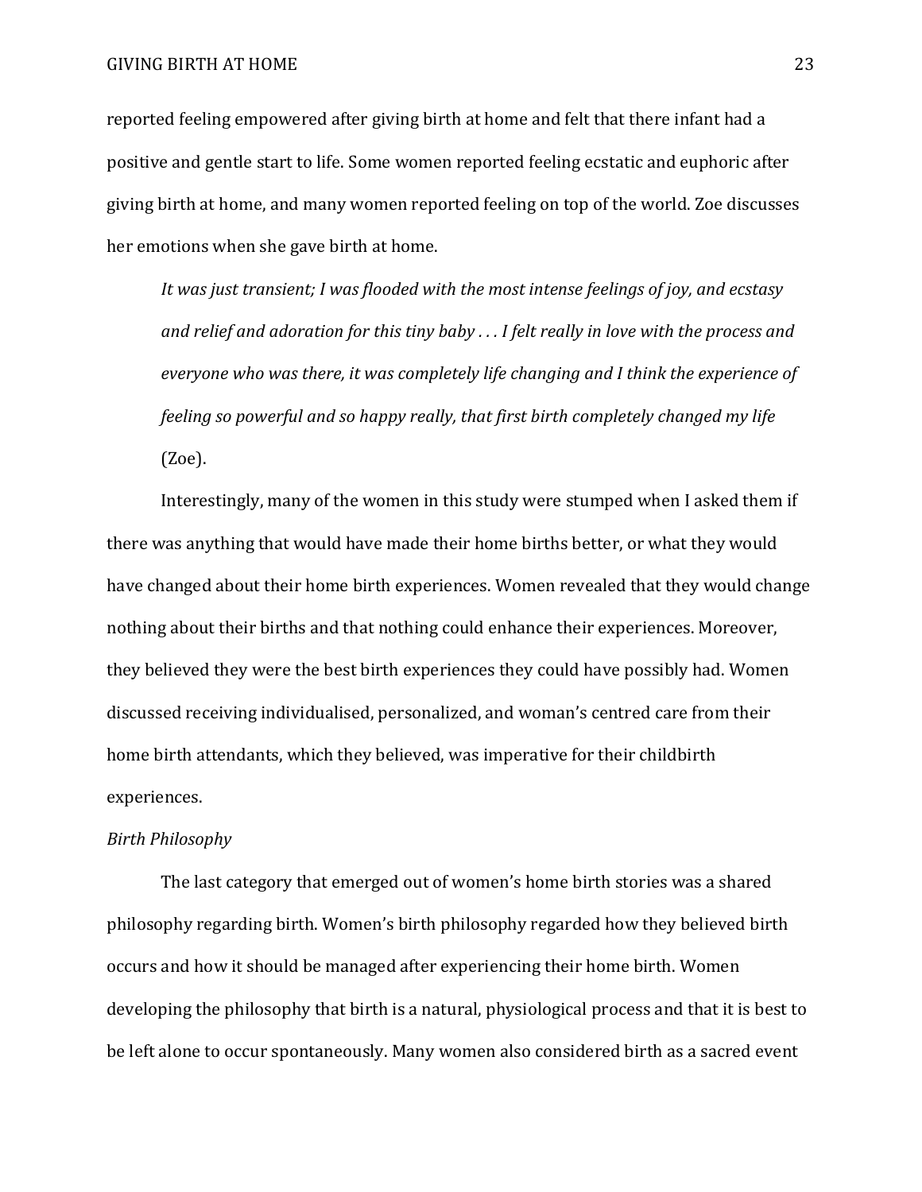reported feeling empowered after giving birth at home and felt that there infant had a positive and gentle start to life. Some women reported feeling ecstatic and euphoric after giving birth at home, and many women reported feeling on top of the world. Zoe discusses her emotions when she gave birth at home.

> *It was just transient; I was flooded with the most intense feelings of joy, and ecstasy and relief and adoration for this tiny baby . . . I felt really in love with the process and everyone who was there, it was completely life changing and I think the experience of feeling so powerful and so happy really, that first birth completely changed my life* (Zoe).

Interestingly, many of the women in this study were stumped when I asked them if there was anything that would have made their home births better, or what they would have changed about their home birth experiences. Women revealed that they would change nothing about their births and that nothing could enhance their experiences. Moreover, they believed they were the best birth experiences they could have possibly had. Women discussed receiving individualised, personalized, and woman's centred care from their home birth attendants, which they believed, was imperative for their childbirth experiences.

*Birth Philosophy*

The last category that emerged out of women's home birth stories was a shared philosophy regarding birth. Women's birth philosophy regarded how they believed birth occurs and how it should be managed after experiencing their home birth. Women developing the philosophy that birth is a natural, physiological process and that it is best to be left alone to occur spontaneously. Many women also considered birth as a sacred event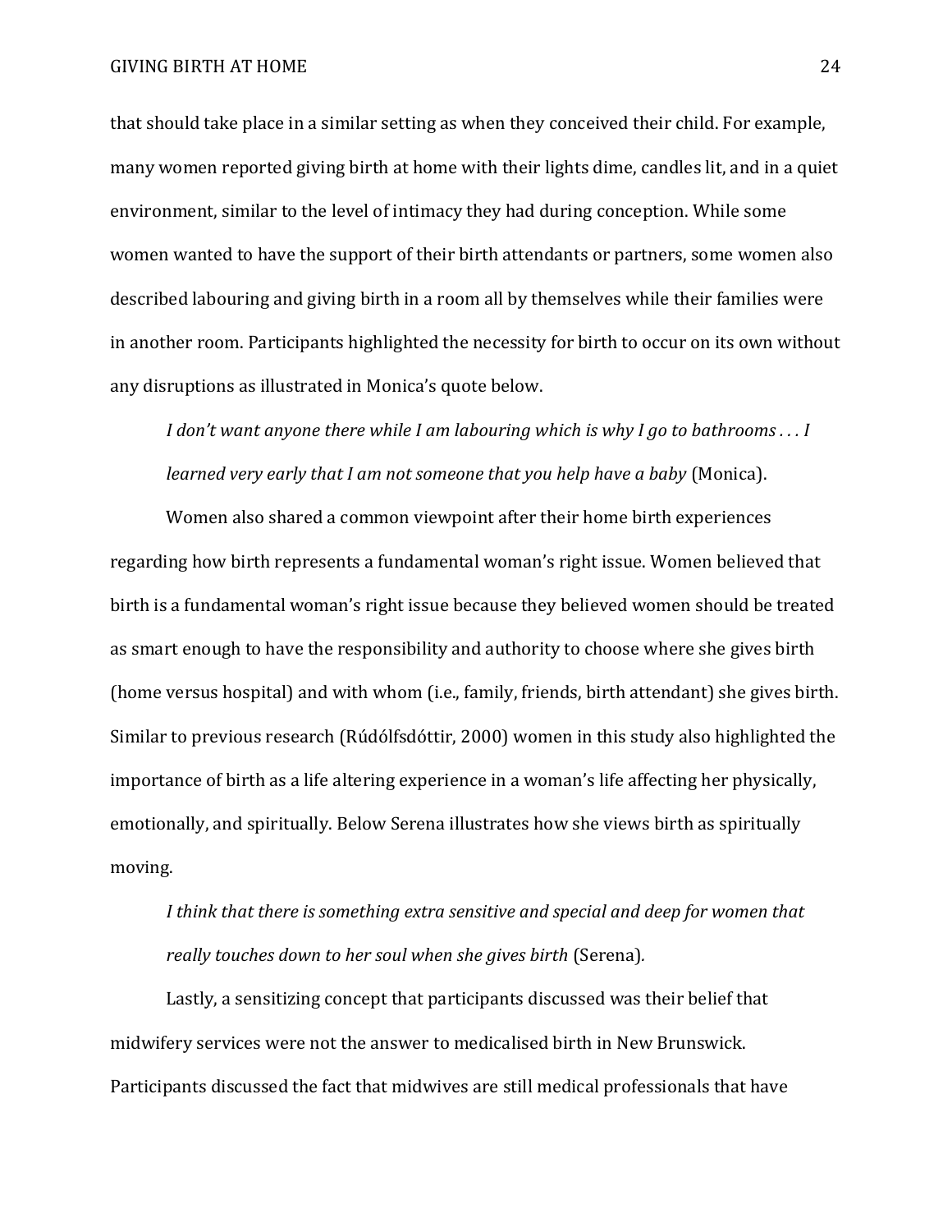that should take place in a similar setting as when they conceived their child. For example, many women reported giving birth at home with their lights dime, candles lit, and in a quiet environment, similar to the level of intimacy they had during conception. While some women wanted to have the support of their birth attendants or partners, some women also described labouring and giving birth in a room all by themselves while their families were in another room. Participants highlighted the necessity for birth to occur on its own without any disruptions as illustrated in Monica's quote below.

> *I don't want anyone there while I am labouring which is why I go to bathrooms . . . I learned very early that I am not someone that you help have a baby* (Monica).

Women also shared a common viewpoint after their home birth experiences regarding how birth represents a fundamental woman's right issue. Women believed that birth is a fundamental woman's right issue because they believed women should be treated as smart enough to have the responsibility and authority to choose where she gives birth (home versus hospital) and with whom (i.e., family, friends, birth attendant) she gives birth. Similar to previous research (Rúdólfsdóttir, 2000) women in this study also highlighted the importance of birth as a life altering experience in a woman's life affecting her physically, emotionally, and spiritually. Below Serena illustrates how she views birth as spiritually moving.

> *I think that there is something extra sensitive and special and deep for women that really touches down to her soul when she gives birth* (Serena).

Lastly, a sensitizing concept that participants discussed was their belief that midwifery services were not the answer to medicalised birth in New Brunswick. Participants discussed the fact that midwives are still medical professionals that have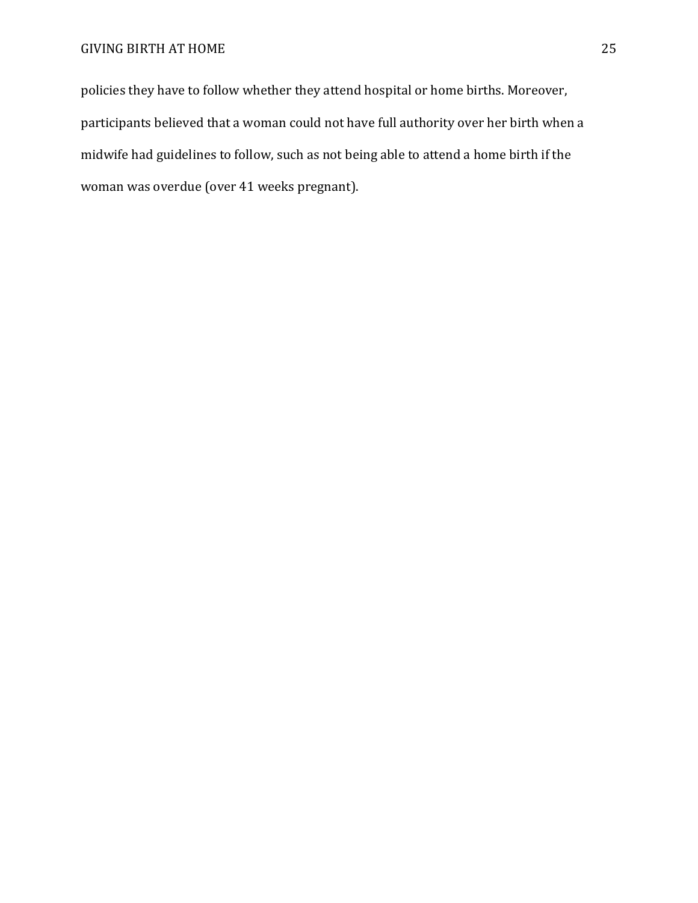policies they have to follow whether they attend hospital or home births. Moreover, participants believed that a woman could not have full authority over her birth when a midwife had guidelines to follow, such as not being able to attend a home birth if the woman was overdue (over 41 weeks pregnant).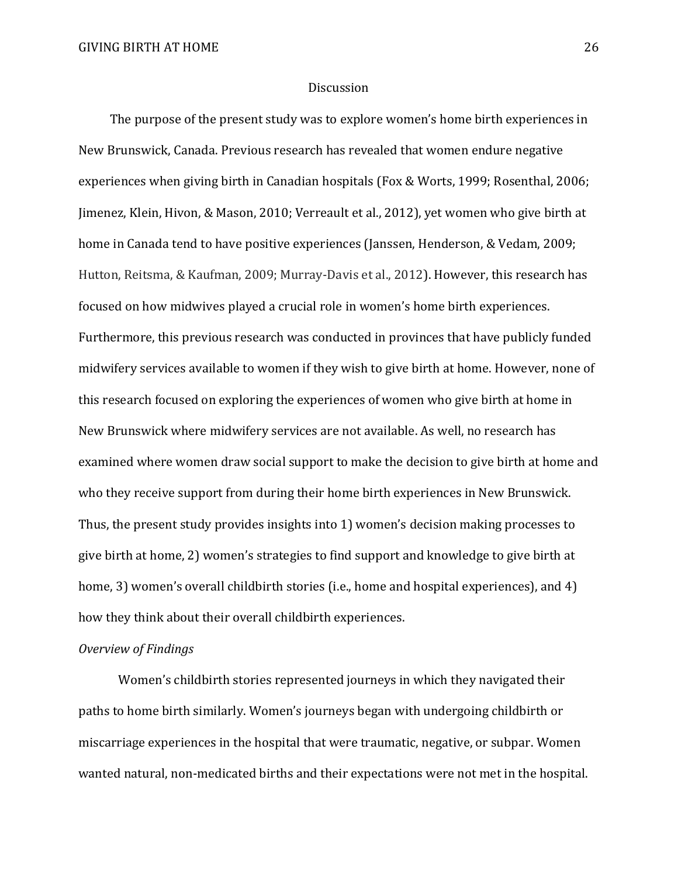## Discussion

The purpose of the present study was to explore women's home birth experiences in New Brunswick, Canada. Previous research has revealed that women endure negative experiences when giving birth in Canadian hospitals (Fox & Worts, 1999; Rosenthal, 2006; Jimenez, Klein, Hivon, & Mason, 2010; Verreault et al., 2012), yet women who give birth at home in Canada tend to have positive experiences (Janssen, Henderson, & Vedam, 2009; Hutton, Reitsma, & Kaufman, 2009; Murray-Davis et al., 2012). However, this research has focused on how midwives played a crucial role in women's home birth experiences. Furthermore, this previous research was conducted in provinces that have publicly funded midwifery services available to women if they wish to give birth at home. However, none of this research focused on exploring the experiences of women who give birth at home in New Brunswick where midwifery services are not available. As well, no research has examined where women draw social support to make the decision to give birth at home and who they receive support from during their home birth experiences in New Brunswick. Thus, the present study provides insights into 1) women's decision making processes to give birth at home, 2) women's strategies to find support and knowledge to give birth at home, 3) women's overall childbirth stories (i.e., home and hospital experiences), and 4) how they think about their overall childbirth experiences.

### *Overview of Findings*

Women's childbirth stories represented journeys in which they navigated their paths to home birth similarly. Women's journeys began with undergoing childbirth or miscarriage experiences in the hospital that were traumatic, negative, or subpar. Women wanted natural, non-medicated births and their expectations were not met in the hospital.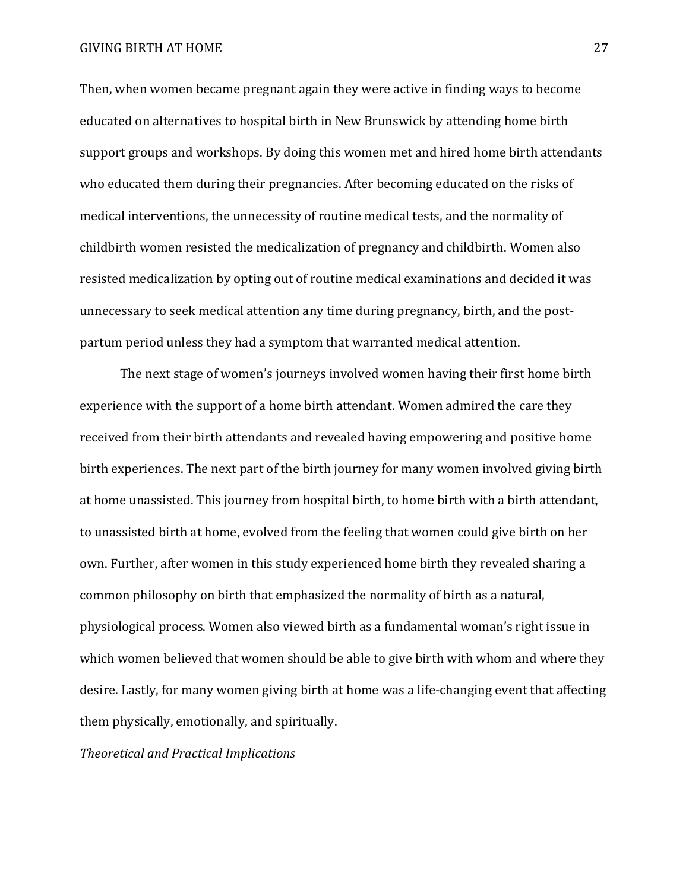Then, when women became pregnant again they were active in finding ways to become educated on alternatives to hospital birth in New Brunswick by attending home birth support groups and workshops. By doing this women met and hired home birth attendants who educated them during their pregnancies. After becoming educated on the risks of medical interventions, the unnecessity of routine medical tests, and the normality of childbirth women resisted the medicalization of pregnancy and childbirth. Women also resisted medicalization by opting out of routine medical examinations and decided it was unnecessary to seek medical attention any time during pregnancy, birth, and the post-partum period unless they had a symptom that warranted medical attention.

The next stage of women's journeys involved women having their first home birth experience with the support of a home birth attendant. Women admired the care they received from their birth attendants and revealed having empowering and positive home birth experiences. The next part of the birth journey for many women involved giving birth at home unassisted. This journey from hospital birth, to home birth with a birth attendant, to unassisted birth at home, evolved from the feeling that women could give birth on her own. Further, after women in this study experienced home birth they revealed sharing a common philosophy on birth that emphasized the normality of birth as a natural, physiological process. Women also viewed birth as a fundamental woman's right issue in which women believed that women should be able to give birth with whom and where they desire. Lastly, for many women giving birth at home was a life-changing event that affecting them physically, emotionally, and spiritually.

*Theoretical and Practical Implications*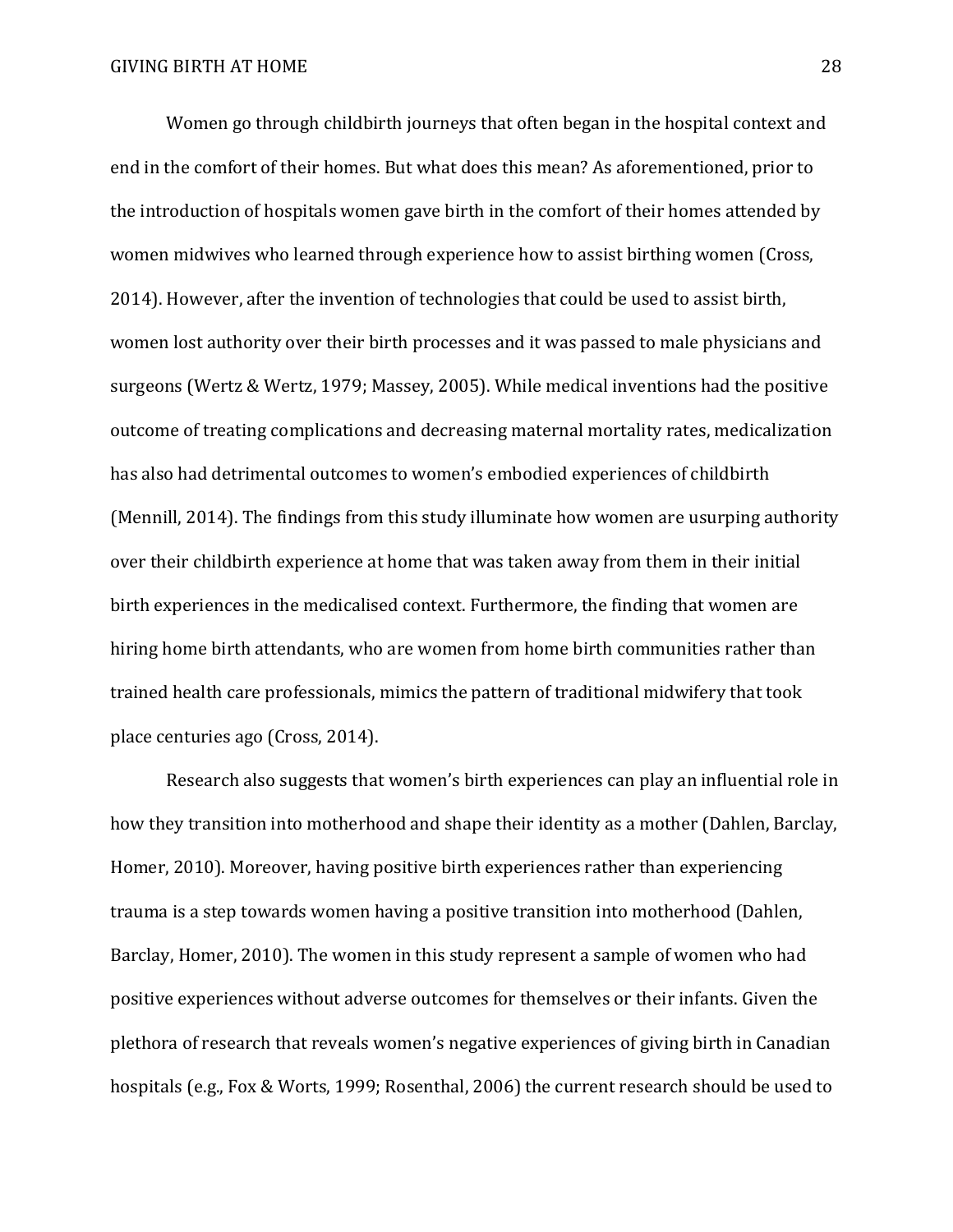Women go through childbirth journeys that often began in the hospital context and end in the comfort of their homes. But what does this mean? As aforementioned, prior to the introduction of hospitals women gave birth in the comfort of their homes attended by women midwives who learned through experience how to assist birthing women (Cross, 2014). However, after the invention of technologies that could be used to assist birth, women lost authority over their birth processes and it was passed to male physicians and surgeons (Wertz & Wertz, 1979; Massey, 2005). While medical inventions had the positive outcome of treating complications and decreasing maternal mortality rates, medicalization has also had detrimental outcomes to women's embodied experiences of childbirth (Mennill, 2014). The findings from this study illuminate how women are usurping authority over their childbirth experience at home that was taken away from them in their initial birth experiences in the medicalised context. Furthermore, the finding that women are hiring home birth attendants, who are women from home birth communities rather than trained health care professionals, mimics the pattern of traditional midwifery that took place centuries ago (Cross, 2014).

Research also suggests that women's birth experiences can play an influential role in how they transition into motherhood and shape their identity as a mother (Dahlen, Barclay, Homer, 2010). Moreover, having positive birth experiences rather than experiencing trauma is a step towards women having a positive transition into motherhood (Dahlen, Barclay, Homer, 2010). The women in this study represent a sample of women who had positive experiences without adverse outcomes for themselves or their infants. Given the plethora of research that reveals women's negative experiences of giving birth in Canadian hospitals (e.g., Fox & Worts, 1999; Rosenthal, 2006) the current research should be used to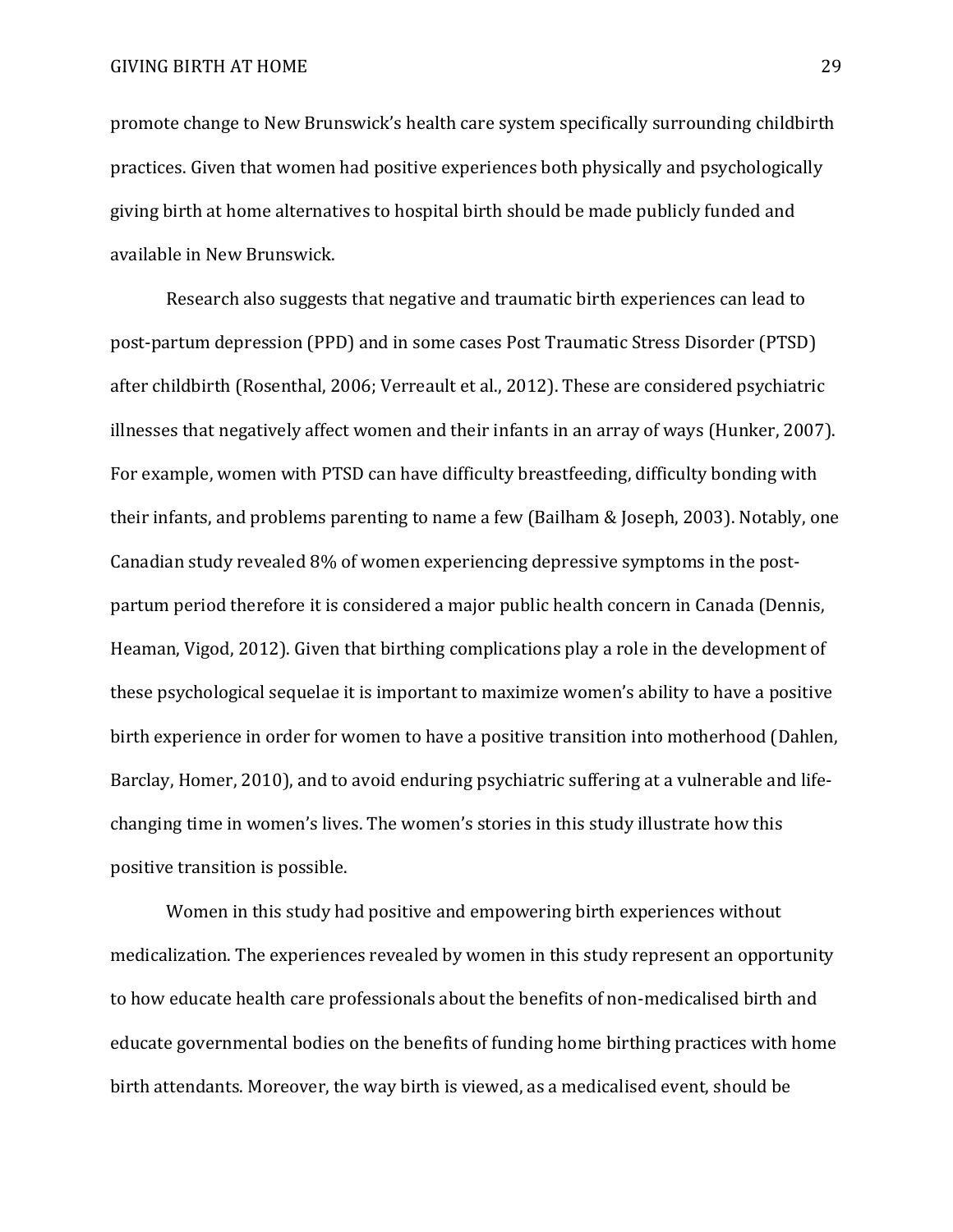promote change to New Brunswick's health care system specifically surrounding childbirth practices. Given that women had positive experiences both physically and psychologically giving birth at home alternatives to hospital birth should be made publicly funded and available in New Brunswick.

Research also suggests that negative and traumatic birth experiences can lead to post-partum depression (PPD) and in some cases Post Traumatic Stress Disorder (PTSD) after childbirth (Rosenthal, 2006; Verreault et al., 2012). These are considered psychiatric illnesses that negatively affect women and their infants in an array of ways (Hunker, 2007). For example, women with PTSD can have difficulty breastfeeding, difficulty bonding with their infants, and problems parenting to name a few (Bailham & Joseph, 2003). Notably, one Canadian study revealed 8% of women experiencing depressive symptoms in the post-partum period therefore it is considered a major public health concern in Canada (Dennis, Heaman, Vigod, 2012). Given that birthing complications play a role in the development of these psychological sequelae it is important to maximize women's ability to have a positive birth experience in order for women to have a positive transition into motherhood (Dahlen, Barclay, Homer, 2010), and to avoid enduring psychiatric suffering at a vulnerable and life-changing time in women's lives. The women's stories in this study illustrate how this positive transition is possible.

Women in this study had positive and empowering birth experiences without medicalization. The experiences revealed by women in this study represent an opportunity to how educate health care professionals about the benefits of non-medicalised birth and educate governmental bodies on the benefits of funding home birthing practices with home birth attendants. Moreover, the way birth is viewed, as a medicalised event, should be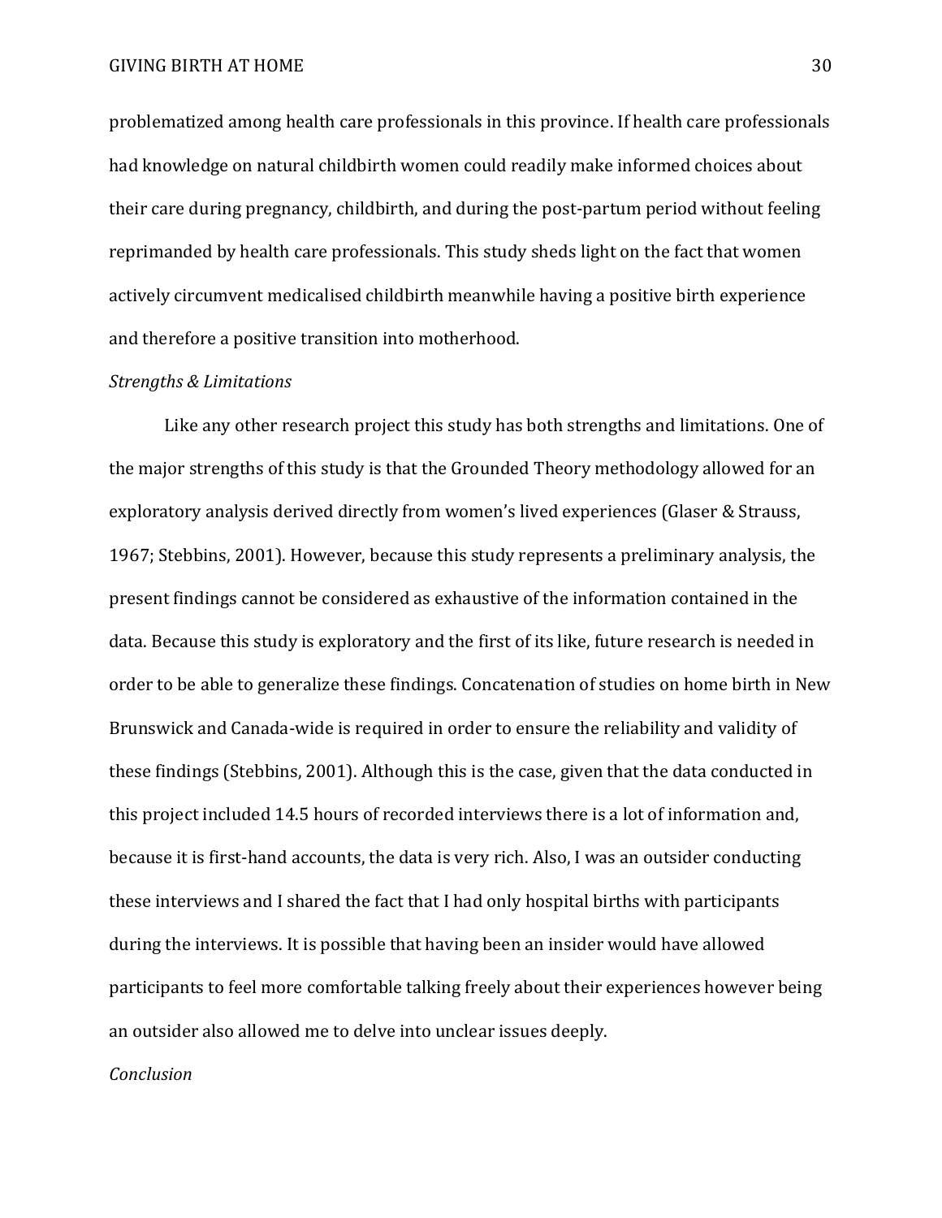problematized among health care professionals in this province. If health care professionals had knowledge on natural childbirth women could readily make informed choices about their care during pregnancy, childbirth, and during the post-partum period without feeling reprimanded by health care professionals. This study sheds light on the fact that women actively circumvent medicalised childbirth meanwhile having a positive birth experience and therefore a positive transition into motherhood.

*Strengths & Limitations*

Like any other research project this study has both strengths and limitations. One of the major strengths of this study is that the Grounded Theory methodology allowed for an exploratory analysis derived directly from women's lived experiences (Glaser & Strauss, 1967; Stebbins, 2001). However, because this study represents a preliminary analysis, the present findings cannot be considered as exhaustive of the information contained in the data. Because this study is exploratory and the first of its like, future research is needed in order to be able to generalize these findings. Concatenation of studies on home birth in New Brunswick and Canada-wide is required in order to ensure the reliability and validity of these findings (Stebbins, 2001). Although this is the case, given that the data conducted in this project included 14.5 hours of recorded interviews there is a lot of information and, because it is first-hand accounts, the data is very rich. Also, I was an outsider conducting these interviews and I shared the fact that I had only hospital births with participants during the interviews. It is possible that having been an insider would have allowed participants to feel more comfortable talking freely about their experiences however being an outsider also allowed me to delve into unclear issues deeply.

*Conclusion*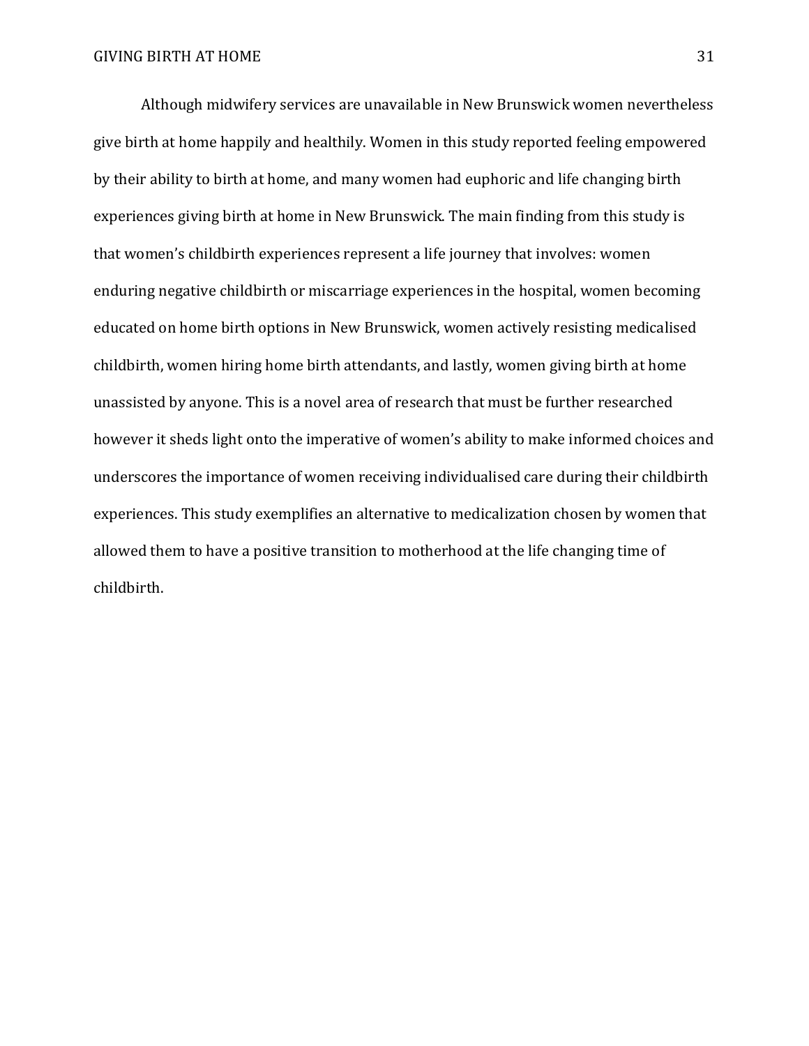Although midwifery services are unavailable in New Brunswick women nevertheless give birth at home happily and healthily. Women in this study reported feeling empowered by their ability to birth at home, and many women had euphoric and life changing birth experiences giving birth at home in New Brunswick. The main finding from this study is that women's childbirth experiences represent a life journey that involves: women enduring negative childbirth or miscarriage experiences in the hospital, women becoming educated on home birth options in New Brunswick, women actively resisting medicalised childbirth, women hiring home birth attendants, and lastly, women giving birth at home unassisted by anyone. This is a novel area of research that must be further researched however it sheds light onto the imperative of women's ability to make informed choices and underscores the importance of women receiving individualised care during their childbirth experiences. This study exemplifies an alternative to medicalization chosen by women that allowed them to have a positive transition to motherhood at the life changing time of childbirth.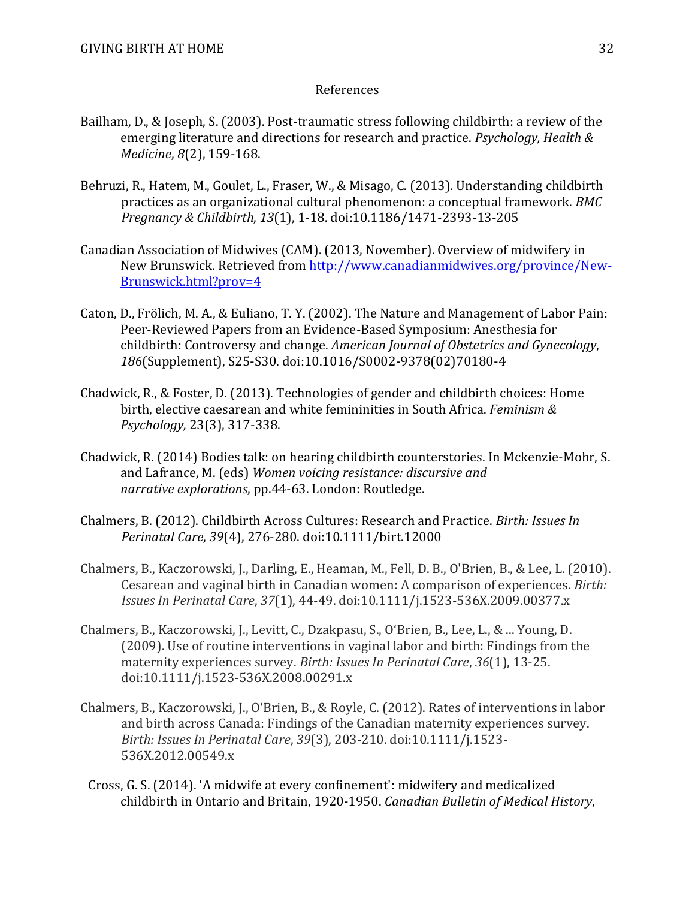References

Bailham, D., & Joseph, S. (2003). Post-traumatic stress following childbirth: a review of the emerging literature and directions for research and practice. *Psychology, Health & Medicine*, *8*(2), 159-168.

Behruzi, R., Hatem, M., Goulet, L., Fraser, W., & Misago, C. (2013). Understanding childbirth practices as an organizational cultural phenomenon: a conceptual framework. *BMC Pregnancy & Childbirth*, *13*(1), 1-18. doi:10.1186/1471-2393-13-205

Canadian Association of Midwives (CAM). (2013, November). Overview of midwifery in New Brunswick. Retrieved from http://www.canadianmidwives.org/province/New-Brunswick.html?prov=4

Caton, D., Frölich, M. A., & Euliano, T. Y. (2002). The Nature and Management of Labor Pain: Peer-Reviewed Papers from an Evidence-Based Symposium: Anesthesia for childbirth: Controversy and change. *American Journal of Obstetrics and Gynecology*, *186*(Supplement), S25-S30. doi:10.1016/S0002-9378(02)70180-4

Chadwick, R., & Foster, D. (2013). Technologies of gender and childbirth choices: Home birth, elective caesarean and white femininities in South Africa. *Feminism & Psychology,* 23(3), 317-338.

Chadwick, R. (2014) Bodies talk: on hearing childbirth counterstories. In Mckenzie-Mohr, S. and Lafrance, M. (eds) *Women voicing resistance: discursive and narrative explorations*, pp.44-63. London: Routledge.

Chalmers, B. (2012). Childbirth Across Cultures: Research and Practice. *Birth: Issues In Perinatal Care*, *39*(4), 276-280. doi:10.1111/birt.12000

Chalmers, B., Kaczorowski, J., Darling, E., Heaman, M., Fell, D. B., O'Brien, B., & Lee, L. (2010). Cesarean and vaginal birth in Canadian women: A comparison of experiences. *Birth: Issues In Perinatal Care*, *37*(1), 44-49. doi:10.1111/j.1523-536X.2009.00377.x

Chalmers, B., Kaczorowski, J., Levitt, C., Dzakpasu, S., O'Brien, B., Lee, L., & ... Young, D. (2009). Use of routine interventions in vaginal labor and birth: Findings from the maternity experiences survey. *Birth: Issues In Perinatal Care*, *36*(1), 13-25. doi:10.1111/j.1523-536X.2008.00291.x

Chalmers, B., Kaczorowski, J., O'Brien, B., & Royle, C. (2012). Rates of interventions in labor and birth across Canada: Findings of the Canadian maternity experiences survey. *Birth: Issues In Perinatal Care*, *39*(3), 203-210. doi:10.1111/j.1523-536X.2012.00549.x

Cross, G. S. (2014). 'A midwife at every confinement': midwifery and medicalized childbirth in Ontario and Britain, 1920-1950. *Canadian Bulletin of Medical History*,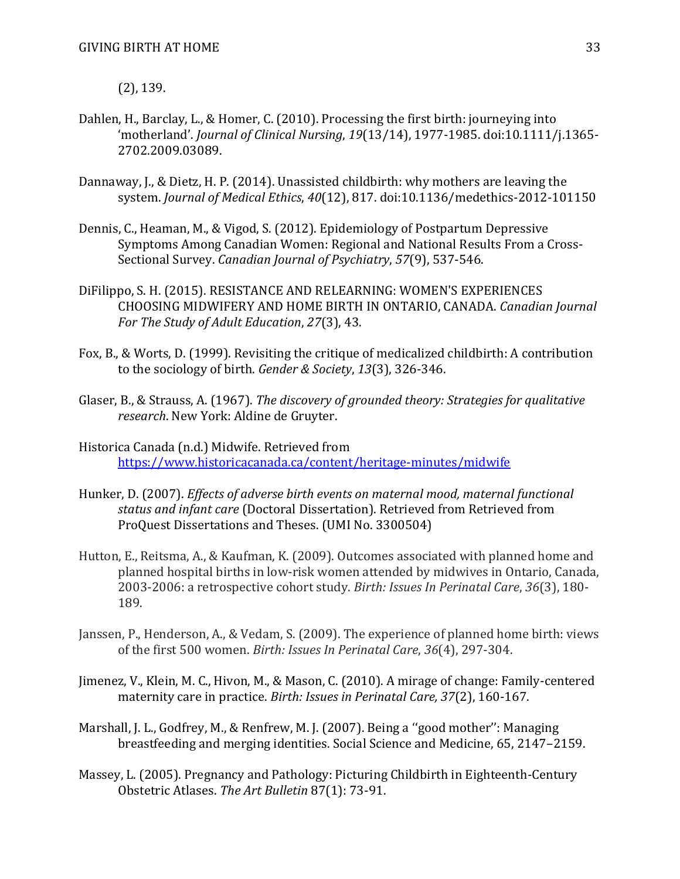(2), 139.

Dahlen, H., Barclay, L., & Homer, C. (2010). Processing the first birth: journeying into 'motherland'. *Journal of Clinical Nursing*, *19*(13/14), 1977-1985. doi:10.1111/j.1365-2702.2009.03089.

Dannaway, J., & Dietz, H. P. (2014). Unassisted childbirth: why mothers are leaving the system. *Journal of Medical Ethics*, *40*(12), 817. doi:10.1136/medethics-2012-101150

Dennis, C., Heaman, M., & Vigod, S. (2012). Epidemiology of Postpartum Depressive Symptoms Among Canadian Women: Regional and National Results From a Cross-Sectional Survey. *Canadian Journal of Psychiatry*, *57*(9), 537-546.

DiFilippo, S. H. (2015). RESISTANCE AND RELEARNING: WOMEN'S EXPERIENCES CHOOSING MIDWIFERY AND HOME BIRTH IN ONTARIO, CANADA. *Canadian Journal For The Study of Adult Education*, *27*(3), 43.

Fox, B., & Worts, D. (1999). Revisiting the critique of medicalized childbirth: A contribution to the sociology of birth. *Gender & Society*, *13*(3), 326-346.

Glaser, B., & Strauss, A. (1967). *The discovery of grounded theory: Strategies for qualitative research*. New York: Aldine de Gruyter.

Historica Canada (n.d.) Midwife. Retrieved from https://www.historicacanada.ca/content/heritage-minutes/midwife

Hunker, D. (2007). *Effects of adverse birth events on maternal mood, maternal functional status and infant care* (Doctoral Dissertation). Retrieved from Retrieved from ProQuest Dissertations and Theses. (UMI No. 3300504)

Hutton, E., Reitsma, A., & Kaufman, K. (2009). Outcomes associated with planned home and planned hospital births in low-risk women attended by midwives in Ontario, Canada, 2003-2006: a retrospective cohort study. *Birth: Issues In Perinatal Care*, *36*(3), 180-189.

Janssen, P., Henderson, A., & Vedam, S. (2009). The experience of planned home birth: views of the first 500 women. *Birth: Issues In Perinatal Care*, *36*(4), 297-304.

Jimenez, V., Klein, M. C., Hivon, M., & Mason, C. (2010). A mirage of change: Family-centered maternity care in practice. *Birth: Issues in Perinatal Care, 37*(2), 160-167.

Marshall, J. L., Godfrey, M., & Renfrew, M. J. (2007). Being a ''good mother'': Managing breastfeeding and merging identities. Social Science and Medicine, 65, 2147–2159.

Massey, L. (2005). Pregnancy and Pathology: Picturing Childbirth in Eighteenth-Century Obstetric Atlases. *The Art Bulletin* 87(1): 73-91.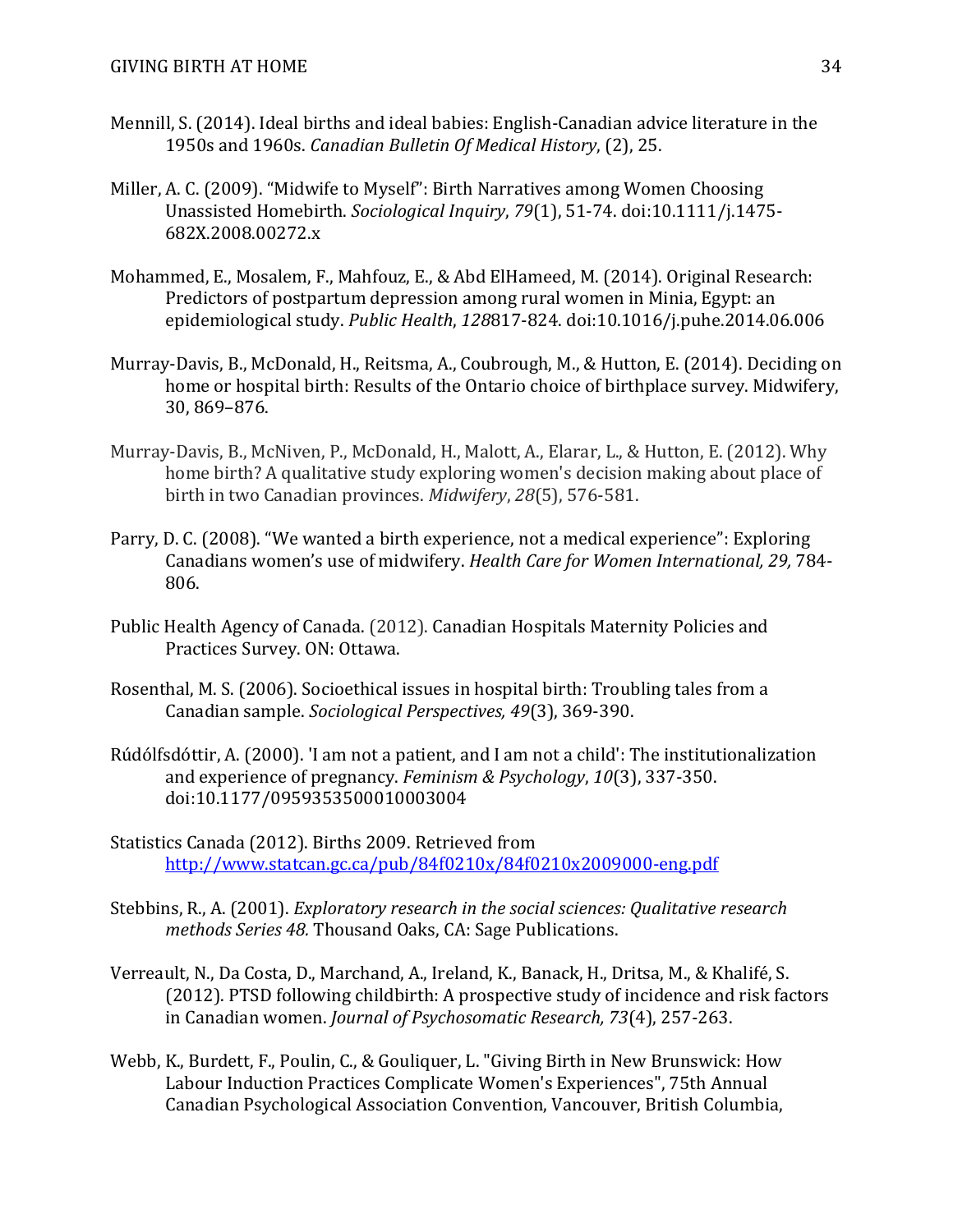Mennill, S. (2014). Ideal births and ideal babies: English-Canadian advice literature in the 1950s and 1960s. *Canadian Bulletin Of Medical History*, (2), 25.

Miller, A. C. (2009). "Midwife to Myself": Birth Narratives among Women Choosing Unassisted Homebirth. *Sociological Inquiry*, *79*(1), 51-74. doi:10.1111/j.1475-682X.2008.00272.x

Mohammed, E., Mosalem, F., Mahfouz, E., & Abd ElHameed, M. (2014). Original Research: Predictors of postpartum depression among rural women in Minia, Egypt: an epidemiological study. *Public Health*, *128*817-824. doi:10.1016/j.puhe.2014.06.006

Murray-Davis, B., McDonald, H., Reitsma, A., Coubrough, M., & Hutton, E. (2014). Deciding on home or hospital birth: Results of the Ontario choice of birthplace survey. Midwifery, 30, 869–876.

Murray-Davis, B., McNiven, P., McDonald, H., Malott, A., Elarar, L., & Hutton, E. (2012). Why home birth? A qualitative study exploring women's decision making about place of birth in two Canadian provinces. *Midwifery*, *28*(5), 576-581.

Parry, D. C. (2008). "We wanted a birth experience, not a medical experience": Exploring Canadians women's use of midwifery. *Health Care for Women International, 29,* 784-806.

Public Health Agency of Canada. (2012). Canadian Hospitals Maternity Policies and Practices Survey. ON: Ottawa.

Rosenthal, M. S. (2006). Socioethical issues in hospital birth: Troubling tales from a Canadian sample. *Sociological Perspectives, 49*(3), 369-390.

Rúdólfsdóttir, A. (2000). 'I am not a patient, and I am not a child': The institutionalization and experience of pregnancy. *Feminism & Psychology*, *10*(3), 337-350. doi:10.1177/0959353500010003004

Statistics Canada (2012). Births 2009. Retrieved from http://www.statcan.gc.ca/pub/84f0210x/84f0210x2009000-eng.pdf

Stebbins, R., A. (2001). *Exploratory research in the social sciences: Qualitative research methods Series 48.* Thousand Oaks, CA: Sage Publications.

Verreault, N., Da Costa, D., Marchand, A., Ireland, K., Banack, H., Dritsa, M., & Khalifé, S. (2012). PTSD following childbirth: A prospective study of incidence and risk factors in Canadian women. *Journal of Psychosomatic Research, 73*(4), 257-263.

Webb, K., Burdett, F., Poulin, C., & Gouliquer, L. "Giving Birth in New Brunswick: How Labour Induction Practices Complicate Women's Experiences", 75th Annual Canadian Psychological Association Convention, Vancouver, British Columbia,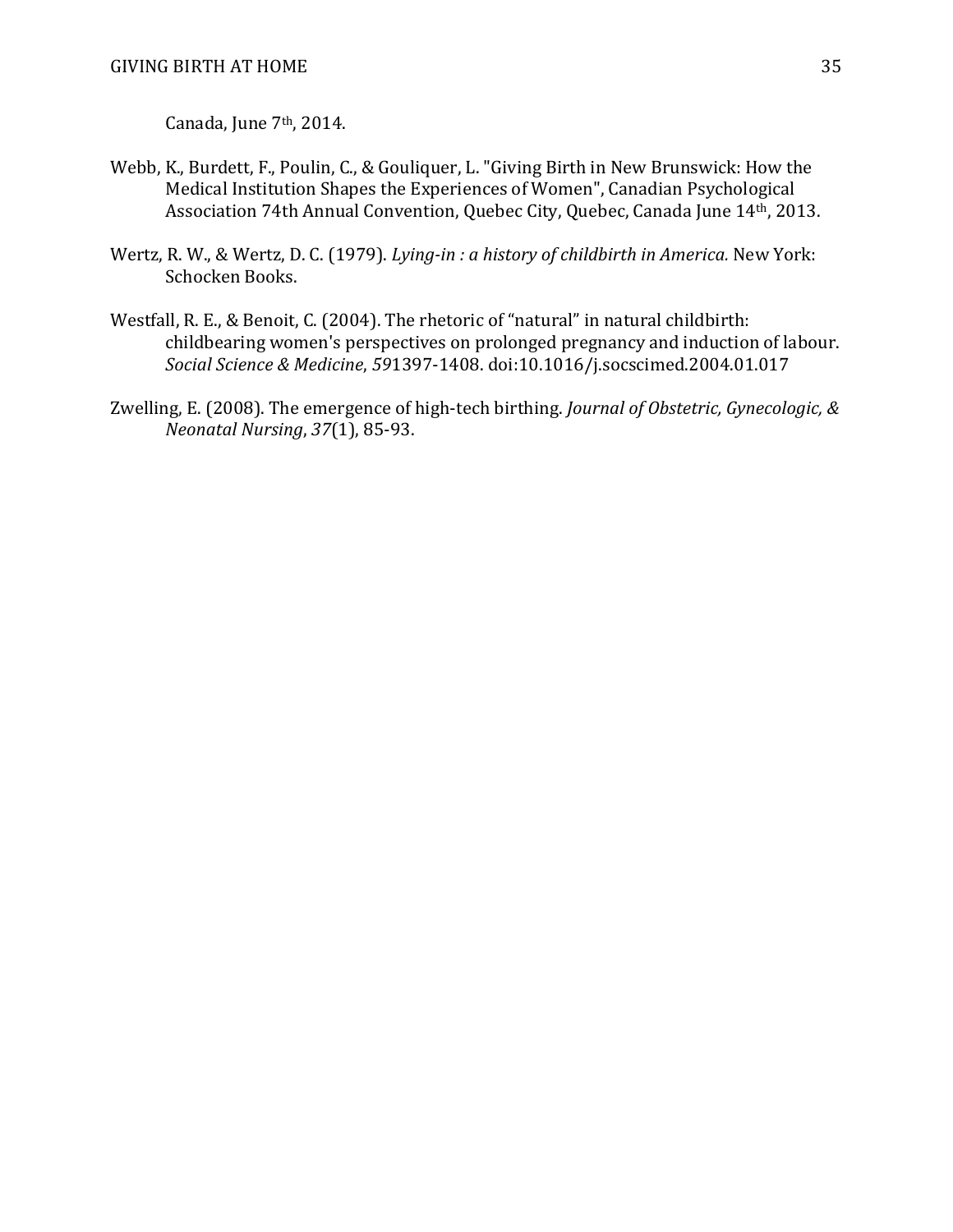Canada, June 7th, 2014.

Webb, K., Burdett, F., Poulin, C., & Gouliquer, L. "Giving Birth in New Brunswick: How the Medical Institution Shapes the Experiences of Women", Canadian Psychological Association 74th Annual Convention, Quebec City, Quebec, Canada June 14th, 2013.

Wertz, R. W., & Wertz, D. C. (1979). *Lying-in : a history of childbirth in America.* New York: Schocken Books.

Westfall, R. E., & Benoit, C. (2004). The rhetoric of "natural" in natural childbirth: childbearing women's perspectives on prolonged pregnancy and induction of labour. *Social Science & Medicine*, *59*1397-1408. doi:10.1016/j.socscimed.2004.01.017

Zwelling, E. (2008). The emergence of high-tech birthing. *Journal of Obstetric, Gynecologic, & Neonatal Nursing*, *37*(1), 85-93.